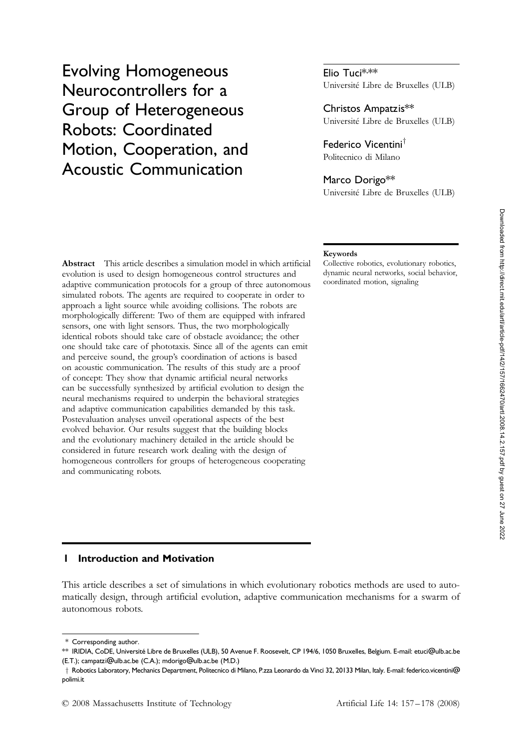# Evolving Homogeneous Neurocontrollers for a Group of Heterogeneous Robots: Coordinated Motion, Cooperation, and Acoustic Communication

Elio Tuci*,**
Université Libre de Bruxelles (ULB)

Christos Ampatzis**
Université Libre de Bruxelles (ULB)

Federico Vicentini†
Politecnico di Milano

Marco Dorigo**
Université Libre de Bruxelles (ULB)

**Abstract** This article describes a simulation model in which artificial evolution is used to design homogeneous control structures and adaptive communication protocols for a group of three autonomous simulated robots. The agents are required to cooperate in order to approach a light source while avoiding collisions. The robots are morphologically different: Two of them are equipped with infrared sensors, one with light sensors. Thus, the two morphologically identical robots should take care of obstacle avoidance; the other one should take care of phototaxis. Since all of the agents can emit and perceive sound, the group's coordination of actions is based on acoustic communication. The results of this study are a proof of concept: They show that dynamic artificial neural networks can be successfully synthesized by artificial evolution to design the neural mechanisms required to underpin the behavioral strategies and adaptive communication capabilities demanded by this task. Postevaluation analyses unveil operational aspects of the best evolved behavior. Our results suggest that the building blocks and the evolutionary machinery detailed in the article should be considered in future research work dealing with the design of homogeneous controllers for groups of heterogeneous cooperating and communicating robots.

**Keywords**
Collective robotics, evolutionary robotics, dynamic neural networks, social behavior, coordinated motion, signaling

## 1 Introduction and Motivation

This article describes a set of simulations in which evolutionary robotics methods are used to automatically design, through artificial evolution, adaptive communication mechanisms for a swarm of autonomous robots.

---

\* Corresponding author.

\** IRIDIA, CoDE, Université Libre de Bruxelles (ULB), 50 Avenue F. Roosevelt, CP 194/6, 1050 Bruxelles, Belgium. E-mail: etuci@ulb.ac.be (E.T.); campatzi@ulb.ac.be (C.A.); mdorigo@ulb.ac.be (M.D.)

† Robotics Laboratory, Mechanics Department, Politecnico di Milano, P.zza Leonardo da Vinci 32, 20133 Milan, Italy. E-mail: federico.vicentini@polimi.it

© 2008 Massachusetts Institute of Technology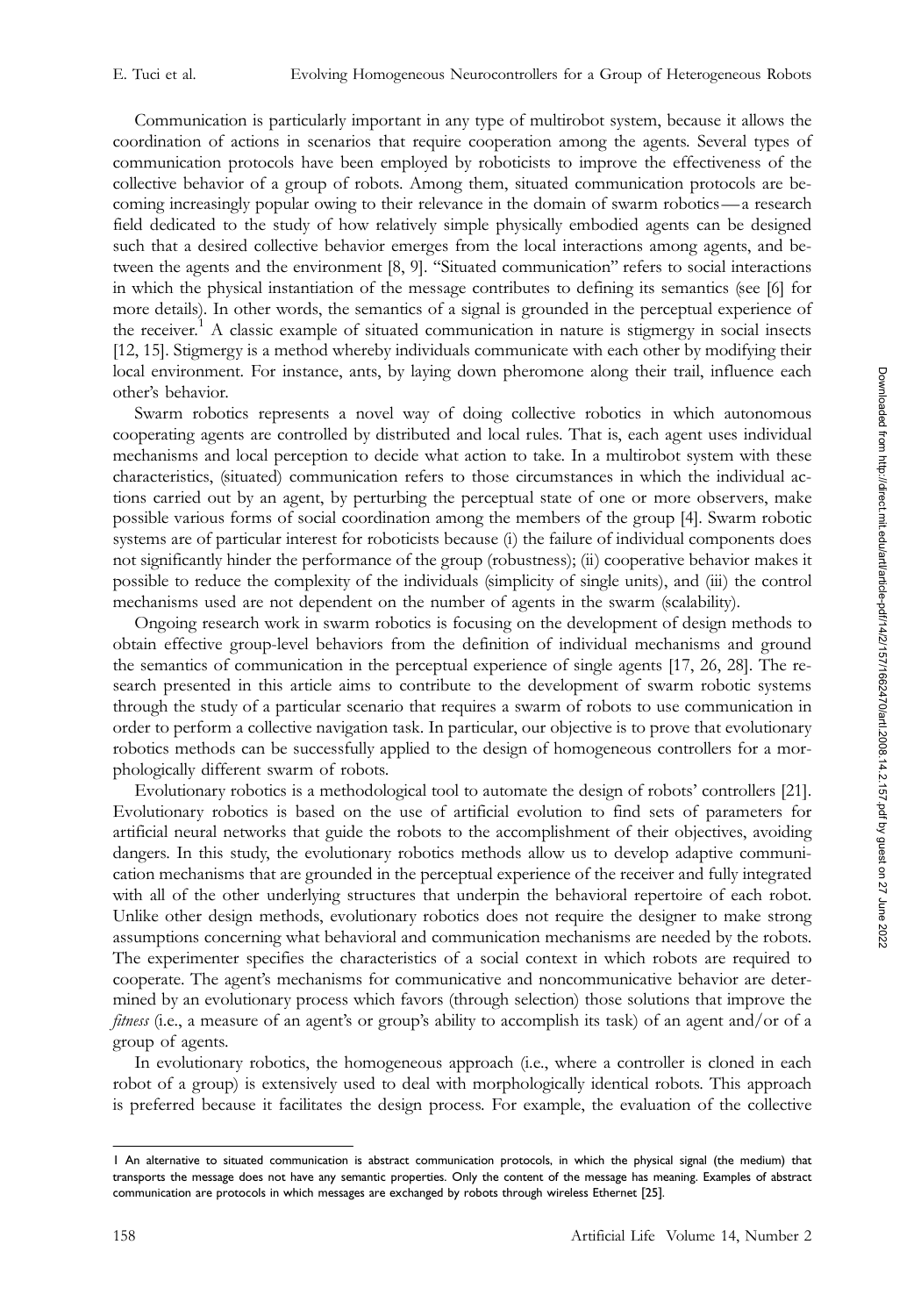Communication is particularly important in any type of multirobot system, because it allows the coordination of actions in scenarios that require cooperation among the agents. Several types of communication protocols have been employed by roboticists to improve the effectiveness of the collective behavior of a group of robots. Among them, situated communication protocols are becoming increasingly popular owing to their relevance in the domain of swarm robotics—a research field dedicated to the study of how relatively simple physically embodied agents can be designed such that a desired collective behavior emerges from the local interactions among agents, and between the agents and the environment [8, 9]. "Situated communication" refers to social interactions in which the physical instantiation of the message contributes to defining its semantics (see [6] for more details). In other words, the semantics of a signal is grounded in the perceptual experience of the receiver.[1] A classic example of situated communication in nature is stigmergy in social insects [12, 15]. Stigmergy is a method whereby individuals communicate with each other by modifying their local environment. For instance, ants, by laying down pheromone along their trail, influence each other's behavior.

Swarm robotics represents a novel way of doing collective robotics in which autonomous cooperating agents are controlled by distributed and local rules. That is, each agent uses individual mechanisms and local perception to decide what action to take. In a multirobot system with these characteristics, (situated) communication refers to those circumstances in which the individual actions carried out by an agent, by perturbing the perceptual state of one or more observers, make possible various forms of social coordination among the members of the group [4]. Swarm robotic systems are of particular interest for roboticists because (i) the failure of individual components does not significantly hinder the performance of the group (robustness); (ii) cooperative behavior makes it possible to reduce the complexity of the individuals (simplicity of single units), and (iii) the control mechanisms used are not dependent on the number of agents in the swarm (scalability).

Ongoing research work in swarm robotics is focusing on the development of design methods to obtain effective group-level behaviors from the definition of individual mechanisms and ground the semantics of communication in the perceptual experience of single agents [17, 26, 28]. The research presented in this article aims to contribute to the development of swarm robotic systems through the study of a particular scenario that requires a swarm of robots to use communication in order to perform a collective navigation task. In particular, our objective is to prove that evolutionary robotics methods can be successfully applied to the design of homogeneous controllers for a morphologically different swarm of robots.

Evolutionary robotics is a methodological tool to automate the design of robots' controllers [21]. Evolutionary robotics is based on the use of artificial evolution to find sets of parameters for artificial neural networks that guide the robots to the accomplishment of their objectives, avoiding dangers. In this study, the evolutionary robotics methods allow us to develop adaptive communication mechanisms that are grounded in the perceptual experience of the receiver and fully integrated with all of the other underlying structures that underpin the behavioral repertoire of each robot. Unlike other design methods, evolutionary robotics does not require the designer to make strong assumptions concerning what behavioral and communication mechanisms are needed by the robots. The experimenter specifies the characteristics of a social context in which robots are required to cooperate. The agent's mechanisms for communicative and noncommunicative behavior are determined by an evolutionary process which favors (through selection) those solutions that improve the *fitness* (i.e., a measure of an agent's or group's ability to accomplish its task) of an agent and/or of a group of agents.

In evolutionary robotics, the homogeneous approach (i.e., where a controller is cloned in each robot of a group) is extensively used to deal with morphologically identical robots. This approach is preferred because it facilitates the design process. For example, the evaluation of the collective

[1] An alternative to situated communication is abstract communication protocols, in which the physical signal (the medium) that transports the message does not have any semantic properties. Only the content of the message has meaning. Examples of abstract communication are protocols in which messages are exchanged by robots through wireless Ethernet [25].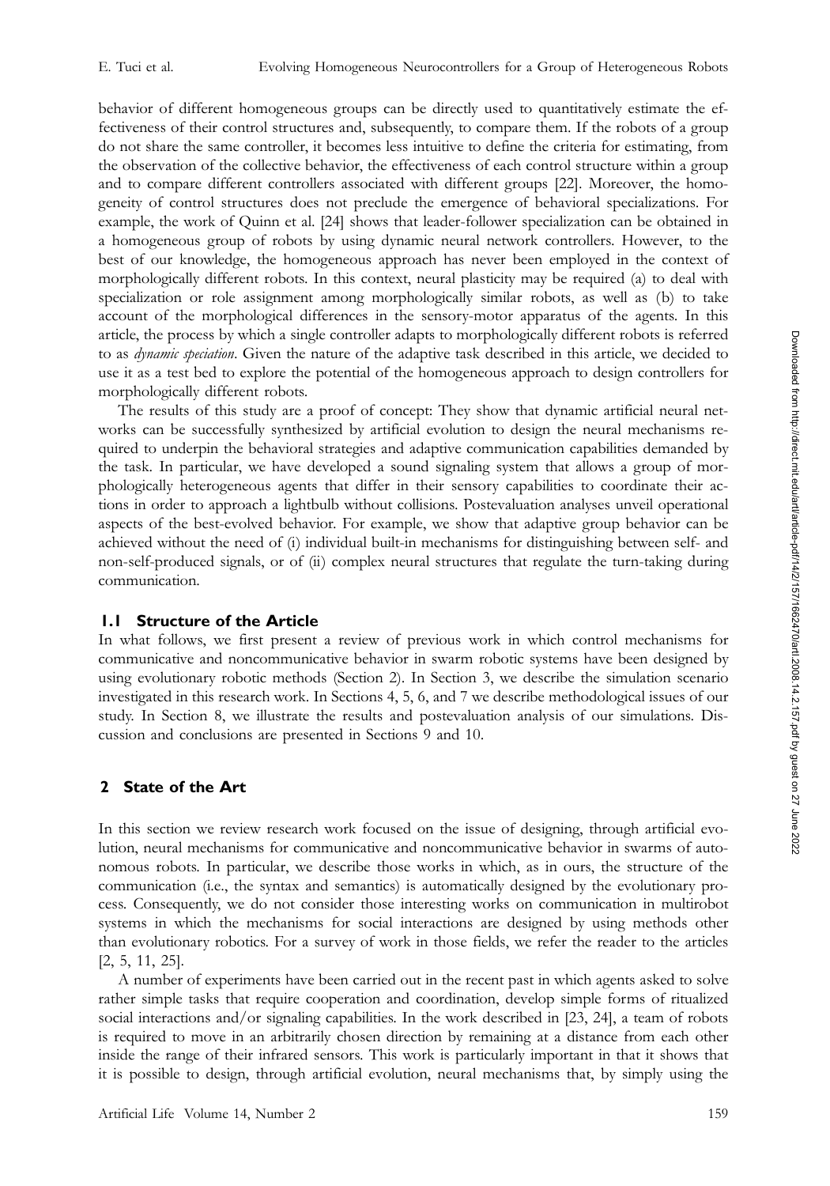behavior of different homogeneous groups can be directly used to quantitatively estimate the effectiveness of their control structures and, subsequently, to compare them. If the robots of a group do not share the same controller, it becomes less intuitive to define the criteria for estimating, from the observation of the collective behavior, the effectiveness of each control structure within a group and to compare different controllers associated with different groups [22]. Moreover, the homogeneity of control structures does not preclude the emergence of behavioral specializations. For example, the work of Quinn et al. [24] shows that leader-follower specialization can be obtained in a homogeneous group of robots by using dynamic neural network controllers. However, to the best of our knowledge, the homogeneous approach has never been employed in the context of morphologically different robots. In this context, neural plasticity may be required (a) to deal with specialization or role assignment among morphologically similar robots, as well as (b) to take account of the morphological differences in the sensory-motor apparatus of the agents. In this article, the process by which a single controller adapts to morphologically different robots is referred to as *dynamic speciation*. Given the nature of the adaptive task described in this article, we decided to use it as a test bed to explore the potential of the homogeneous approach to design controllers for morphologically different robots.

The results of this study are a proof of concept: They show that dynamic artificial neural networks can be successfully synthesized by artificial evolution to design the neural mechanisms required to underpin the behavioral strategies and adaptive communication capabilities demanded by the task. In particular, we have developed a sound signaling system that allows a group of morphologically heterogeneous agents that differ in their sensory capabilities to coordinate their actions in order to approach a lightbulb without collisions. Postevaluation analyses unveil operational aspects of the best-evolved behavior. For example, we show that adaptive group behavior can be achieved without the need of (i) individual built-in mechanisms for distinguishing between self- and non-self-produced signals, or of (ii) complex neural structures that regulate the turn-taking during communication.

### 1.1 Structure of the Article

In what follows, we first present a review of previous work in which control mechanisms for communicative and noncommunicative behavior in swarm robotic systems have been designed by using evolutionary robotic methods (Section 2). In Section 3, we describe the simulation scenario investigated in this research work. In Sections 4, 5, 6, and 7 we describe methodological issues of our study. In Section 8, we illustrate the results and postevaluation analysis of our simulations. Discussion and conclusions are presented in Sections 9 and 10.

## 2 State of the Art

In this section we review research work focused on the issue of designing, through artificial evolution, neural mechanisms for communicative and noncommunicative behavior in swarms of autonomous robots. In particular, we describe those works in which, as in ours, the structure of the communication (i.e., the syntax and semantics) is automatically designed by the evolutionary process. Consequently, we do not consider those interesting works on communication in multirobot systems in which the mechanisms for social interactions are designed by using methods other than evolutionary robotics. For a survey of work in those fields, we refer the reader to the articles [2, 5, 11, 25].

A number of experiments have been carried out in the recent past in which agents asked to solve rather simple tasks that require cooperation and coordination, develop simple forms of ritualized social interactions and/or signaling capabilities. In the work described in [23, 24], a team of robots is required to move in an arbitrarily chosen direction by remaining at a distance from each other inside the range of their infrared sensors. This work is particularly important in that it shows that it is possible to design, through artificial evolution, neural mechanisms that, by simply using the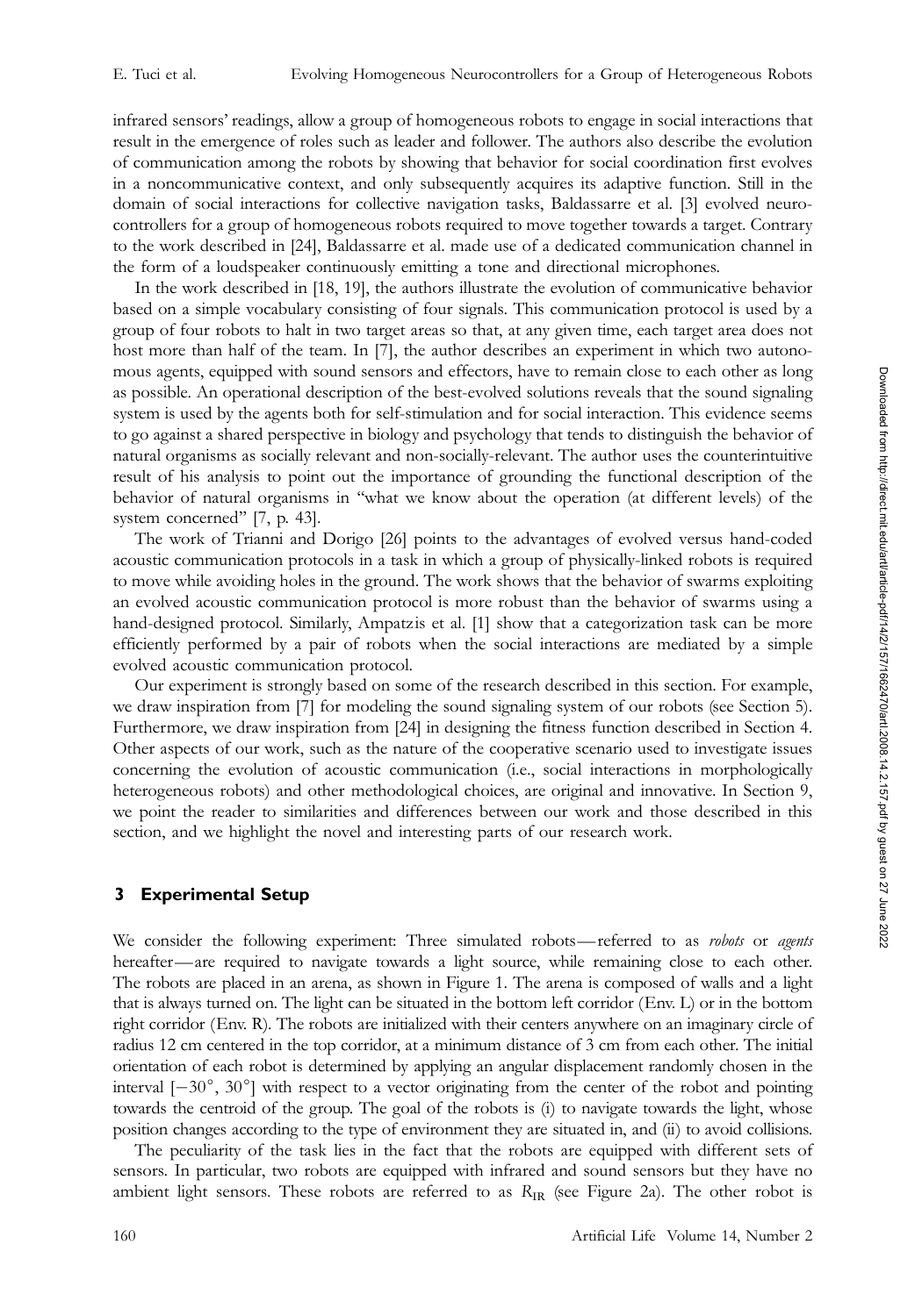infrared sensors' readings, allow a group of homogeneous robots to engage in social interactions that result in the emergence of roles such as leader and follower. The authors also describe the evolution of communication among the robots by showing that behavior for social coordination first evolves in a noncommunicative context, and only subsequently acquires its adaptive function. Still in the domain of social interactions for collective navigation tasks, Baldassarre et al. [3] evolved neurocontrollers for a group of homogeneous robots required to move together towards a target. Contrary to the work described in [24], Baldassarre et al. made use of a dedicated communication channel in the form of a loudspeaker continuously emitting a tone and directional microphones.

In the work described in [18, 19], the authors illustrate the evolution of communicative behavior based on a simple vocabulary consisting of four signals. This communication protocol is used by a group of four robots to halt in two target areas so that, at any given time, each target area does not host more than half of the team. In [7], the author describes an experiment in which two autonomous agents, equipped with sound sensors and effectors, have to remain close to each other as long as possible. An operational description of the best-evolved solutions reveals that the sound signaling system is used by the agents both for self-stimulation and for social interaction. This evidence seems to go against a shared perspective in biology and psychology that tends to distinguish the behavior of natural organisms as socially relevant and non-socially-relevant. The author uses the counterintuitive result of his analysis to point out the importance of grounding the functional description of the behavior of natural organisms in "what we know about the operation (at different levels) of the system concerned" [7, p. 43].

The work of Trianni and Dorigo [26] points to the advantages of evolved versus hand-coded acoustic communication protocols in a task in which a group of physically-linked robots is required to move while avoiding holes in the ground. The work shows that the behavior of swarms exploiting an evolved acoustic communication protocol is more robust than the behavior of swarms using a hand-designed protocol. Similarly, Ampatzis et al. [1] show that a categorization task can be more efficiently performed by a pair of robots when the social interactions are mediated by a simple evolved acoustic communication protocol.

Our experiment is strongly based on some of the research described in this section. For example, we draw inspiration from [7] for modeling the sound signaling system of our robots (see Section 5). Furthermore, we draw inspiration from [24] in designing the fitness function described in Section 4. Other aspects of our work, such as the nature of the cooperative scenario used to investigate issues concerning the evolution of acoustic communication (i.e., social interactions in morphologically heterogeneous robots) and other methodological choices, are original and innovative. In Section 9, we point the reader to similarities and differences between our work and those described in this section, and we highlight the novel and interesting parts of our research work.

## 3 Experimental Setup

We consider the following experiment: Three simulated robots—referred to as *robots* or *agents* hereafter—are required to navigate towards a light source, while remaining close to each other. The robots are placed in an arena, as shown in Figure 1. The arena is composed of walls and a light that is always turned on. The light can be situated in the bottom left corridor (Env. L) or in the bottom right corridor (Env. R). The robots are initialized with their centers anywhere on an imaginary circle of radius 12 cm centered in the top corridor, at a minimum distance of 3 cm from each other. The initial orientation of each robot is determined by applying an angular displacement randomly chosen in the interval $[-30^\circ, 30^\circ]$ with respect to a vector originating from the center of the robot and pointing towards the centroid of the group. The goal of the robots is (i) to navigate towards the light, whose position changes according to the type of environment they are situated in, and (ii) to avoid collisions.

The peculiarity of the task lies in the fact that the robots are equipped with different sets of sensors. In particular, two robots are equipped with infrared and sound sensors but they have no ambient light sensors. These robots are referred to as $R_{\mathrm{IR}}$ (see Figure 2a). The other robot is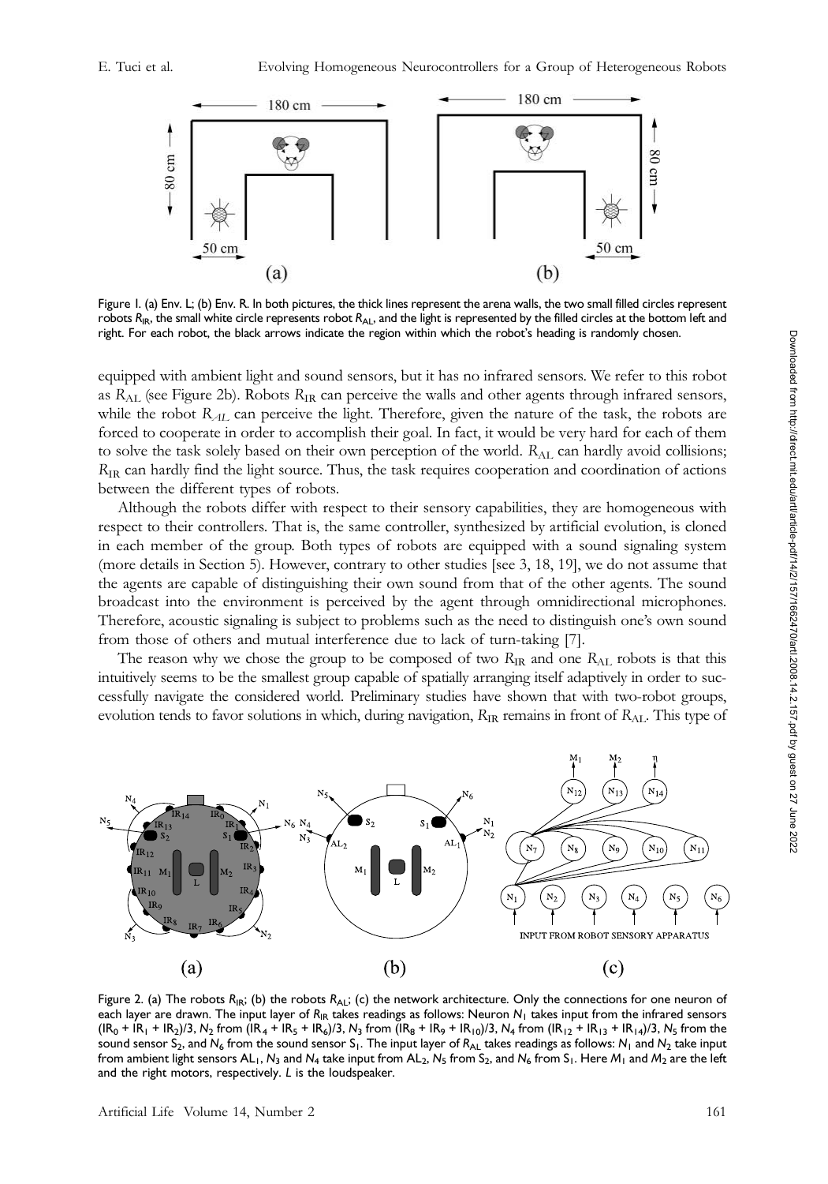Figure 1. (a) Env. L; (b) Env. R. In both pictures, the thick lines represent the arena walls, the two small filled circles represent robots $R_{IR}$, the small white circle represents robot $R_{AL}$, and the light is represented by the filled circles at the bottom left and right. For each robot, the black arrows indicate the region within which the robot's heading is randomly chosen.

equipped with ambient light and sound sensors, but it has no infrared sensors. We refer to this robot as $R_{AL}$ (see Figure 2b). Robots $R_{IR}$ can perceive the walls and other agents through infrared sensors, while the robot $R_{AL}$ can perceive the light. Therefore, given the nature of the task, the robots are forced to cooperate in order to accomplish their goal. In fact, it would be very hard for each of them to solve the task solely based on their own perception of the world. $R_{AL}$ can hardly avoid collisions; $R_{IR}$ can hardly find the light source. Thus, the task requires cooperation and coordination of actions between the different types of robots.

Although the robots differ with respect to their sensory capabilities, they are homogeneous with respect to their controllers. That is, the same controller, synthesized by artificial evolution, is cloned in each member of the group. Both types of robots are equipped with a sound signaling system (more details in Section 5). However, contrary to other studies [see 3, 18, 19], we do not assume that the agents are capable of distinguishing their own sound from that of the other agents. The sound broadcast into the environment is perceived by the agent through omnidirectional microphones. Therefore, acoustic signaling is subject to problems such as the need to distinguish one's own sound from those of others and mutual interference due to lack of turn-taking [7].

The reason why we chose the group to be composed of two $R_{IR}$ and one $R_{AL}$ robots is that this intuitively seems to be the smallest group capable of spatially arranging itself adaptively in order to successfully navigate the considered world. Preliminary studies have shown that with two-robot groups, evolution tends to favor solutions in which, during navigation, $R_{IR}$ remains in front of $R_{AL}$. This type of

Figure 2. (a) The robots $R_{IR}$; (b) the robots $R_{AL}$; (c) the network architecture. Only the connections for one neuron of each layer are drawn. The input layer of $R_{IR}$ takes readings as follows: Neuron $N_1$ takes input from the infrared sensors $(IR_0 + IR_1 + IR_2)/3$, $N_2$ from $(IR_4 + IR_5 + IR_6)/3$, $N_3$ from $(IR_8 + IR_9 + IR_{10})/3$, $N_4$ from $(IR_{12} + IR_{13} + IR_{14})/3$, $N_5$ from the sound sensor $S_2$, and $N_6$ from the sound sensor $S_1$. The input layer of $R_{AL}$ takes readings as follows: $N_1$ and $N_2$ take input from ambient light sensors $AL_1$, $N_3$ and $N_4$ take input from $AL_2$, $N_5$ from $S_2$, and $N_6$ from $S_1$. Here $M_1$ and $M_2$ are the left and the right motors, respectively. $L$ is the loudspeaker.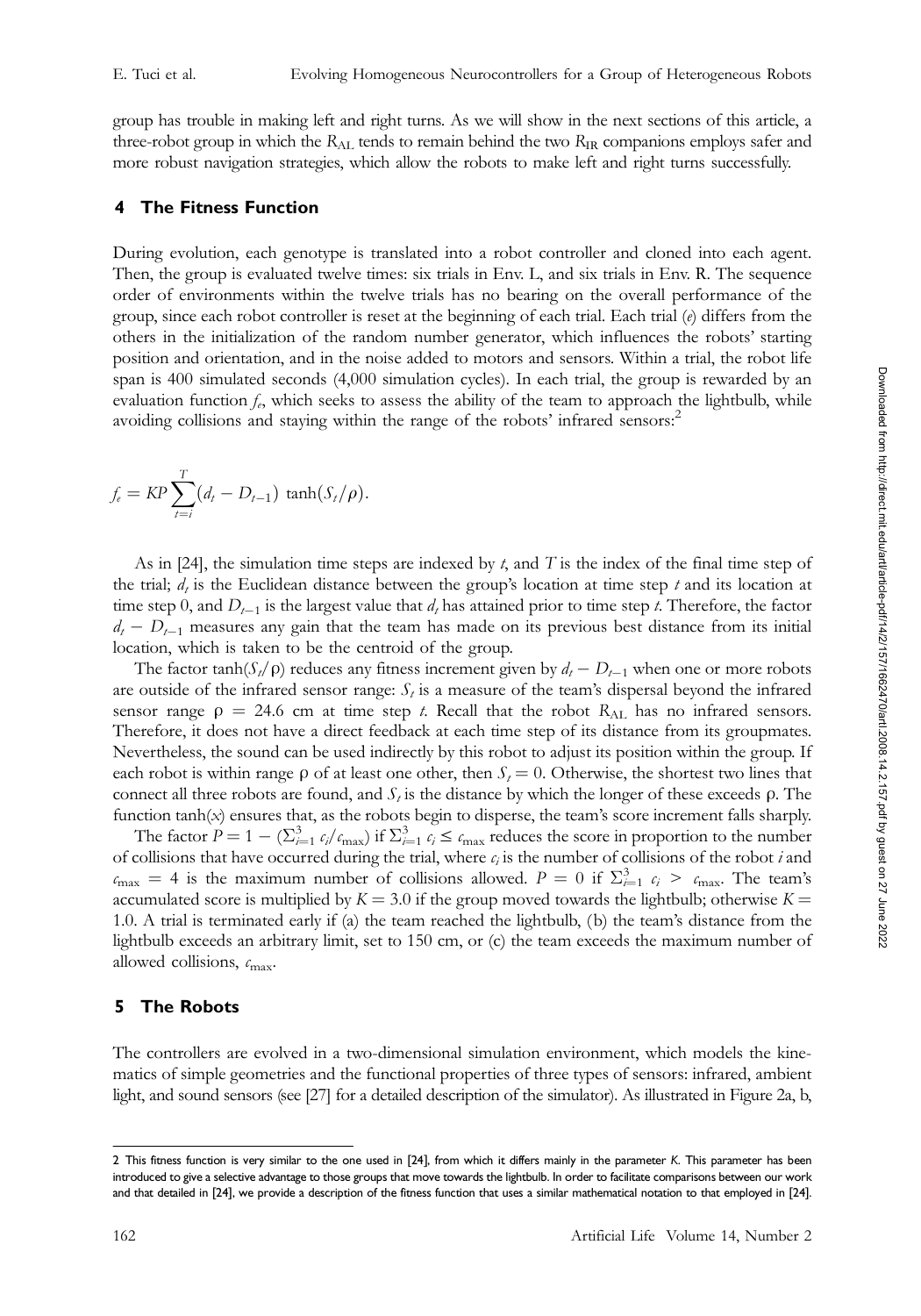group has trouble in making left and right turns. As we will show in the next sections of this article, a three-robot group in which the $R_{AL}$ tends to remain behind the two $R_{IR}$ companions employs safer and more robust navigation strategies, which allow the robots to make left and right turns successfully.

## 4 The Fitness Function

During evolution, each genotype is translated into a robot controller and cloned into each agent. Then, the group is evaluated twelve times: six trials in Env. L, and six trials in Env. R. The sequence order of environments within the twelve trials has no bearing on the overall performance of the group, since each robot controller is reset at the beginning of each trial. Each trial ($e$) differs from the others in the initialization of the random number generator, which influences the robots' starting position and orientation, and in the noise added to motors and sensors. Within a trial, the robot life span is 400 simulated seconds (4,000 simulation cycles). In each trial, the group is rewarded by an evaluation function $f_e$, which seeks to assess the ability of the team to approach the lightbulb, while avoiding collisions and staying within the range of the robots' infrared sensors:[2]

$$f_e = KP \sum_{t=i}^{T} (d_t - D_{t-1}) \tanh(S_t/\rho).$$

As in [24], the simulation time steps are indexed by $t$, and $T$ is the index of the final time step of the trial; $d_t$ is the Euclidean distance between the group's location at time step $t$ and its location at time step 0, and $D_{t-1}$ is the largest value that $d_t$ has attained prior to time step $t$. Therefore, the factor $d_t - D_{t-1}$ measures any gain that the team has made on its previous best distance from its initial location, which is taken to be the centroid of the group.

The factor $\tanh(S_t/\rho)$ reduces any fitness increment given by $d_t - D_{t-1}$ when one or more robots are outside of the infrared sensor range: $S_t$ is a measure of the team's dispersal beyond the infrared sensor range $\rho = 24.6$ cm at time step $t$. Recall that the robot $R_{AL}$ has no infrared sensors. Therefore, it does not have a direct feedback at each time step of its distance from its groupmates. Nevertheless, the sound can be used indirectly by this robot to adjust its position within the group. If each robot is within range $\rho$ of at least one other, then $S_t = 0$. Otherwise, the shortest two lines that connect all three robots are found, and $S_t$ is the distance by which the longer of these exceeds $\rho$. The function $\tanh(x)$ ensures that, as the robots begin to disperse, the team's score increment falls sharply.

The factor $P = 1 - (\sum_{i=1}^{3} c_i/c_{\max})$ if $\sum_{i=1}^{3} c_i \leq c_{\max}$ reduces the score in proportion to the number of collisions that have occurred during the trial, where $c_i$ is the number of collisions of the robot $i$ and $c_{\max} = 4$ is the maximum number of collisions allowed. $P = 0$ if $\sum_{i=1}^{3} c_i > c_{\max}$. The team's accumulated score is multiplied by $K = 3.0$ if the group moved towards the lightbulb; otherwise $K = 1.0$. A trial is terminated early if (a) the team reached the lightbulb, (b) the team's distance from the lightbulb exceeds an arbitrary limit, set to 150 cm, or (c) the team exceeds the maximum number of allowed collisions, $c_{\max}$.

## 5 The Robots

The controllers are evolved in a two-dimensional simulation environment, which models the kinematics of simple geometries and the functional properties of three types of sensors: infrared, ambient light, and sound sensors (see [27] for a detailed description of the simulator). As illustrated in Figure 2a, b,

---

[2] This fitness function is very similar to the one used in [24], from which it differs mainly in the parameter $K$. This parameter has been introduced to give a selective advantage to those groups that move towards the lightbulb. In order to facilitate comparisons between our work and that detailed in [24], we provide a description of the fitness function that uses a similar mathematical notation to that employed in [24].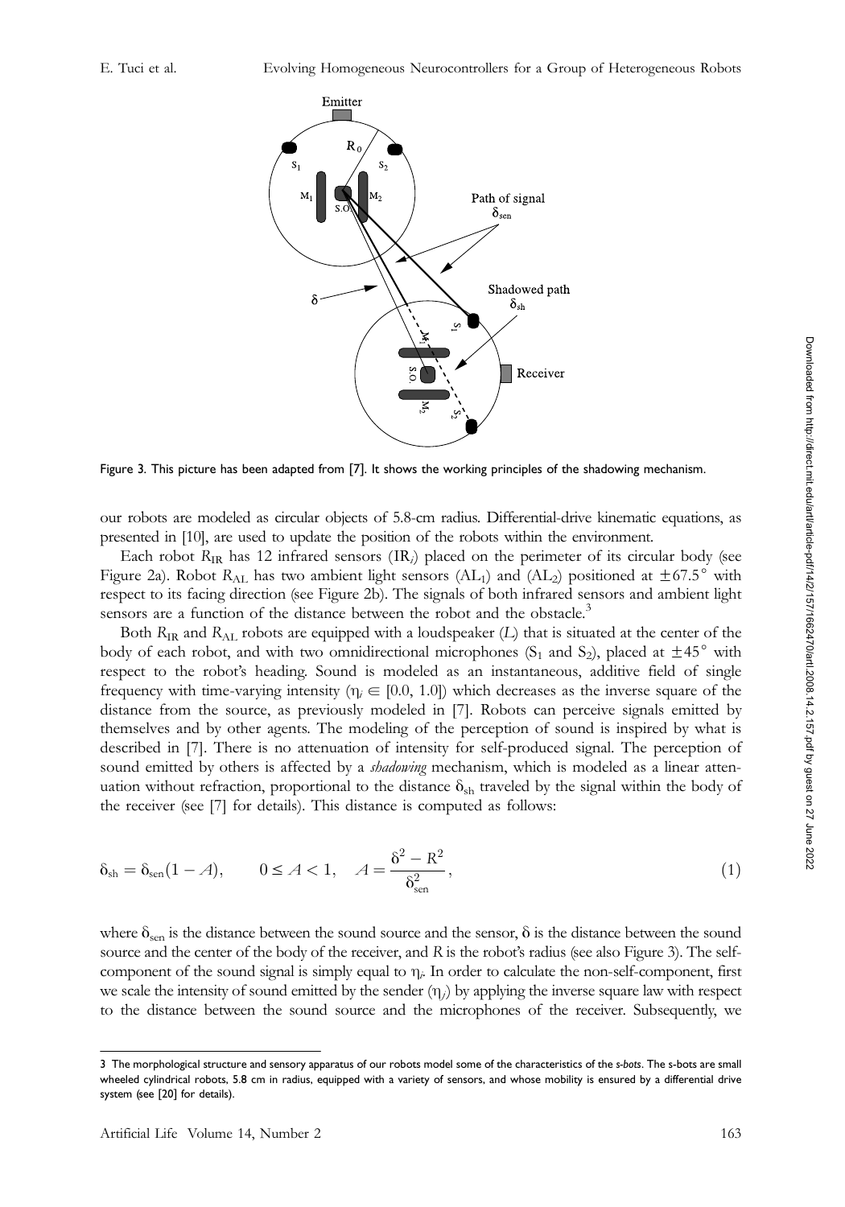Figure 3. This picture has been adapted from [7]. It shows the working principles of the shadowing mechanism.

our robots are modeled as circular objects of 5.8-cm radius. Differential-drive kinematic equations, as presented in [10], are used to update the position of the robots within the environment.

Each robot $R_{IR}$ has 12 infrared sensors ($IR_i$) placed on the perimeter of its circular body (see Figure 2a). Robot $R_{AL}$ has two ambient light sensors ($AL_1$) and ($AL_2$) positioned at $\pm 67.5°$ with respect to its facing direction (see Figure 2b). The signals of both infrared sensors and ambient light sensors are a function of the distance between the robot and the obstacle.[3]

Both $R_{IR}$ and $R_{AL}$ robots are equipped with a loudspeaker ($L$) that is situated at the center of the body of each robot, and with two omnidirectional microphones ($S_1$ and $S_2$), placed at $\pm 45°$ with respect to the robot's heading. Sound is modeled as an instantaneous, additive field of single frequency with time-varying intensity ($\eta_i \in [0.0, 1.0]$) which decreases as the inverse square of the distance from the source, as previously modeled in [7]. Robots can perceive signals emitted by themselves and by other agents. The modeling of the perception of sound is inspired by what is described in [7]. There is no attenuation of intensity for self-produced signal. The perception of sound emitted by others is affected by a *shadowing* mechanism, which is modeled as a linear attenuation without refraction, proportional to the distance $\delta_{sh}$ traveled by the signal within the body of the receiver (see [7] for details). This distance is computed as follows:

$$\delta_{sh} = \delta_{sen}(1 - A), \qquad 0 \leq A < 1, \quad A = \frac{\delta^2 - R^2}{\delta_{sen}^2}, \tag{1}$$

where $\delta_{sen}$ is the distance between the sound source and the sensor, $\delta$ is the distance between the sound source and the center of the body of the receiver, and $R$ is the robot's radius (see also Figure 3). The self-component of the sound signal is simply equal to $\eta_i$. In order to calculate the non-self-component, first we scale the intensity of sound emitted by the sender ($\eta_j$) by applying the inverse square law with respect to the distance between the sound source and the microphones of the receiver. Subsequently, we

[3] The morphological structure and sensory apparatus of our robots model some of the characteristics of the *s-bots*. The s-bots are small wheeled cylindrical robots, 5.8 cm in radius, equipped with a variety of sensors, and whose mobility is ensured by a differential drive system (see [20] for details).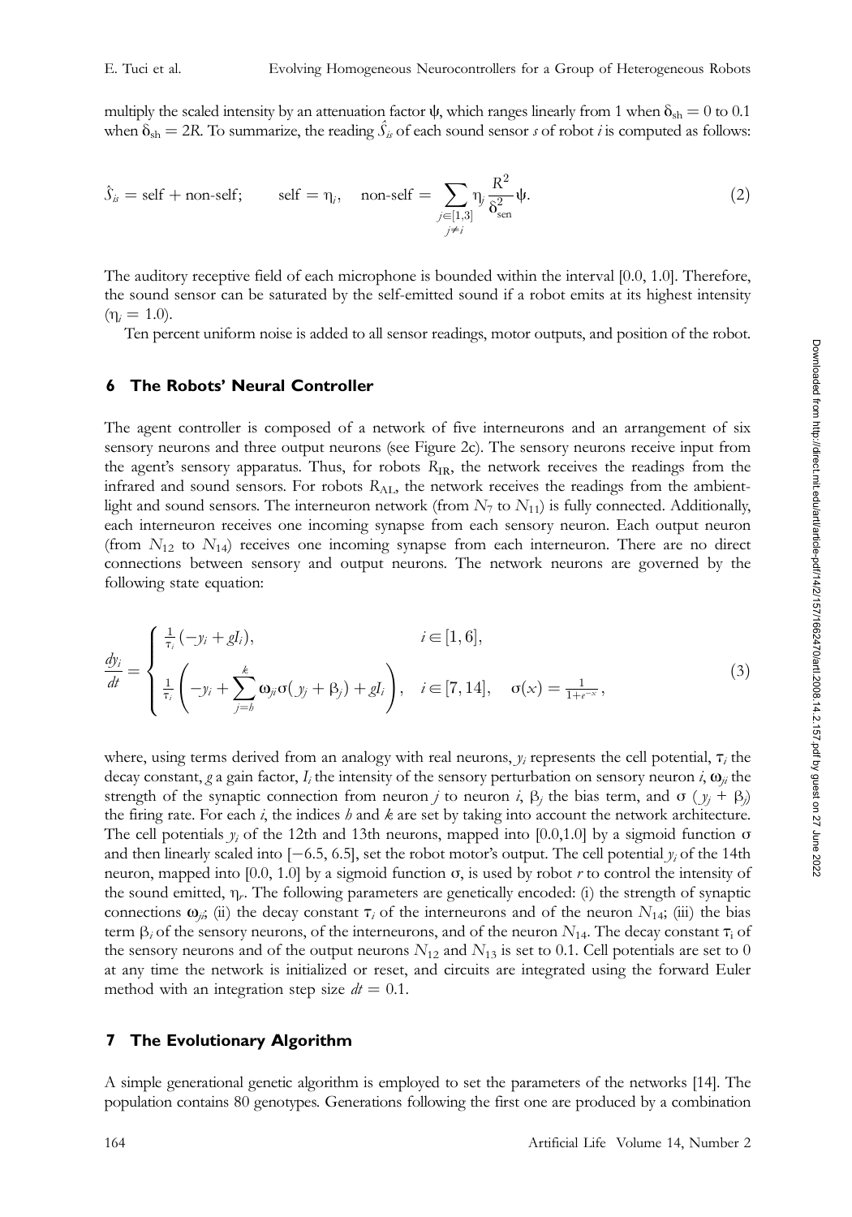multiply the scaled intensity by an attenuation factor $\psi$, which ranges linearly from 1 when $\delta_{sh} = 0$ to 0.1 when $\delta_{sh} = 2R$. To summarize, the reading $\hat{S}_{is}$ of each sound sensor $s$ of robot $i$ is computed as follows:

$$\hat{S}_{is} = \text{self} + \text{non-self}; \qquad \text{self} = \eta_i, \quad \text{non-self} = \sum_{\substack{j \in [1,3] \\ j \neq i}} \eta_j \frac{R^2}{\delta_{sen}^2} \psi. \tag{2}$$

The auditory receptive field of each microphone is bounded within the interval [0.0, 1.0]. Therefore, the sound sensor can be saturated by the self-emitted sound if a robot emits at its highest intensity ($\eta_i = 1.0$).

Ten percent uniform noise is added to all sensor readings, motor outputs, and position of the robot.

## 6 The Robots' Neural Controller

The agent controller is composed of a network of five interneurons and an arrangement of six sensory neurons and three output neurons (see Figure 2c). The sensory neurons receive input from the agent's sensory apparatus. Thus, for robots $R_{IR}$, the network receives the readings from the infrared and sound sensors. For robots $R_{AL}$, the network receives the readings from the ambient-light and sound sensors. The interneuron network (from $N_7$ to $N_{11}$) is fully connected. Additionally, each interneuron receives one incoming synapse from each sensory neuron. Each output neuron (from $N_{12}$ to $N_{14}$) receives one incoming synapse from each interneuron. There are no direct connections between sensory and output neurons. The network neurons are governed by the following state equation:

$$\frac{dy_i}{dt} = \begin{cases} \frac{1}{\tau_i}(-y_i + gI_i), & i \in [1, 6], \\ \frac{1}{\tau_i}\left(-y_i + \sum_{j=h}^{k} \omega_{ji}\sigma(y_j + \beta_j) + gI_i\right), & i \in [7, 14], \quad \sigma(x) = \frac{1}{1+e^{-x}}, \end{cases} \tag{3}$$

where, using terms derived from an analogy with real neurons, $y_i$ represents the cell potential, $\tau_i$ the decay constant, $g$ a gain factor, $I_i$ the intensity of the sensory perturbation on sensory neuron $i$, $\omega_{ji}$ the strength of the synaptic connection from neuron $j$ to neuron $i$, $\beta_j$ the bias term, and $\sigma(y_j + \beta_j)$ the firing rate. For each $i$, the indices $h$ and $k$ are set by taking into account the network architecture. The cell potentials $y_i$ of the 12th and 13th neurons, mapped into [0.0,1.0] by a sigmoid function $\sigma$ and then linearly scaled into [−6.5, 6.5], set the robot motor's output. The cell potential $y_i$ of the 14th neuron, mapped into [0.0, 1.0] by a sigmoid function $\sigma$, is used by robot $r$ to control the intensity of the sound emitted, $\eta_r$. The following parameters are genetically encoded: (i) the strength of synaptic connections $\omega_{ji}$; (ii) the decay constant $\tau_i$ of the interneurons and of the neuron $N_{14}$; (iii) the bias term $\beta_i$ of the sensory neurons, of the interneurons, and of the neuron $N_{14}$. The decay constant $\tau_i$ of the sensory neurons and of the output neurons $N_{12}$ and $N_{13}$ is set to 0.1. Cell potentials are set to 0 at any time the network is initialized or reset, and circuits are integrated using the forward Euler method with an integration step size $dt = 0.1$.

## 7 The Evolutionary Algorithm

A simple generational genetic algorithm is employed to set the parameters of the networks [14]. The population contains 80 genotypes. Generations following the first one are produced by a combination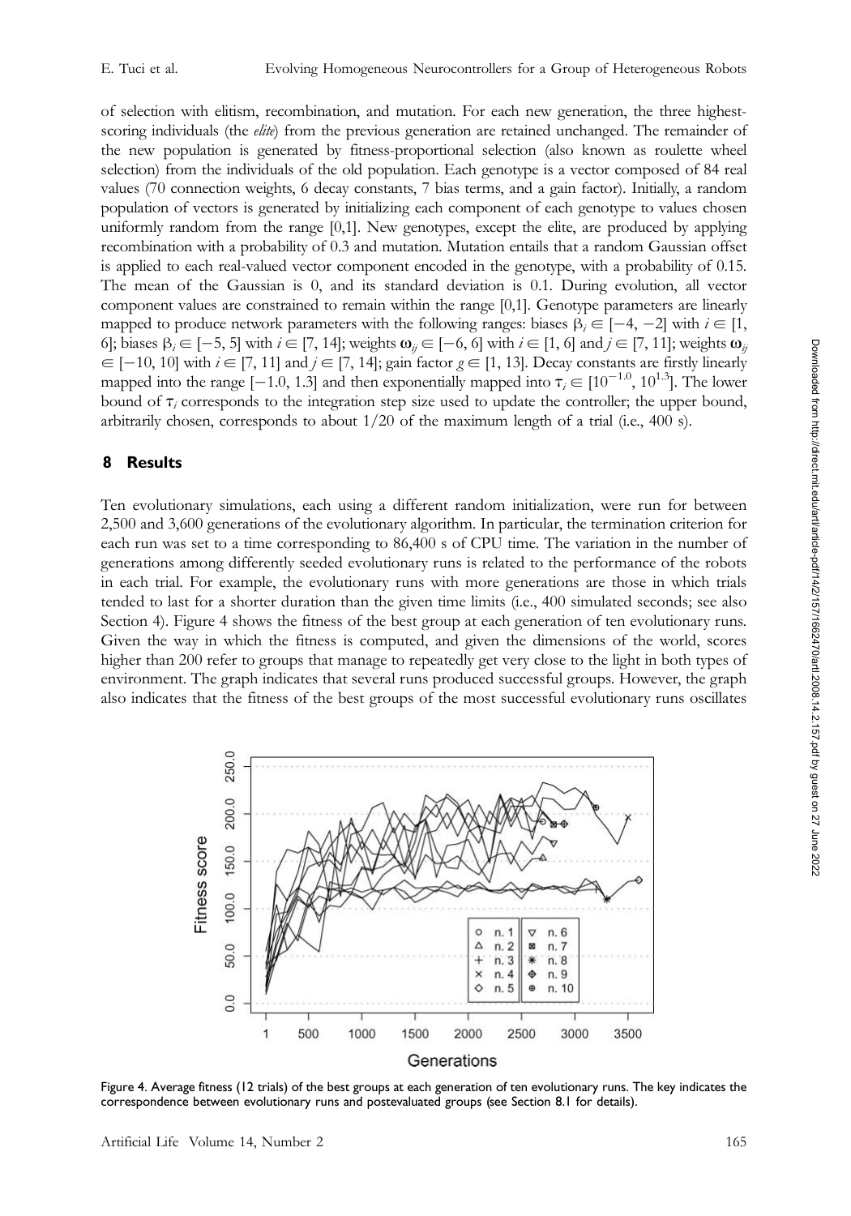of selection with elitism, recombination, and mutation. For each new generation, the three highest-scoring individuals (the *elite*) from the previous generation are retained unchanged. The remainder of the new population is generated by fitness-proportional selection (also known as roulette wheel selection) from the individuals of the old population. Each genotype is a vector composed of 84 real values (70 connection weights, 6 decay constants, 7 bias terms, and a gain factor). Initially, a random population of vectors is generated by initializing each component of each genotype to values chosen uniformly random from the range [0,1]. New genotypes, except the elite, are produced by applying recombination with a probability of 0.3 and mutation. Mutation entails that a random Gaussian offset is applied to each real-valued vector component encoded in the genotype, with a probability of 0.15. The mean of the Gaussian is 0, and its standard deviation is 0.1. During evolution, all vector component values are constrained to remain within the range [0,1]. Genotype parameters are linearly mapped to produce network parameters with the following ranges: biases $\beta_i \in [-4, -2]$ with $i \in [1, 6]$; biases $\beta_i \in [-5, 5]$ with $i \in [7, 14]$; weights $\omega_{ij} \in [-6, 6]$ with $i \in [1, 6]$ and $j \in [7, 11]$; weights $\omega_{ij} \in [-10, 10]$ with $i \in [7, 11]$ and $j \in [7, 14]$; gain factor $g \in [1, 13]$. Decay constants are firstly linearly mapped into the range $[-1.0, 1.3]$ and then exponentially mapped into $\tau_i \in [10^{-1.0}, 10^{1.3}]$. The lower bound of $\tau_i$ corresponds to the integration step size used to update the controller; the upper bound, arbitrarily chosen, corresponds to about 1/20 of the maximum length of a trial (i.e., 400 s).

## 8 Results

Ten evolutionary simulations, each using a different random initialization, were run for between 2,500 and 3,600 generations of the evolutionary algorithm. In particular, the termination criterion for each run was set to a time corresponding to 86,400 s of CPU time. The variation in the number of generations among differently seeded evolutionary runs is related to the performance of the robots in each trial. For example, the evolutionary runs with more generations are those in which trials tended to last for a shorter duration than the given time limits (i.e., 400 simulated seconds; see also Section 4). Figure 4 shows the fitness of the best group at each generation of ten evolutionary runs. Given the way in which the fitness is computed, and given the dimensions of the world, scores higher than 200 refer to groups that manage to repeatedly get very close to the light in both types of environment. The graph indicates that several runs produced successful groups. However, the graph also indicates that the fitness of the best groups of the most successful evolutionary runs oscillates

Figure 4. Average fitness (12 trials) of the best groups at each generation of ten evolutionary runs. The key indicates the correspondence between evolutionary runs and postevaluated groups (see Section 8.1 for details).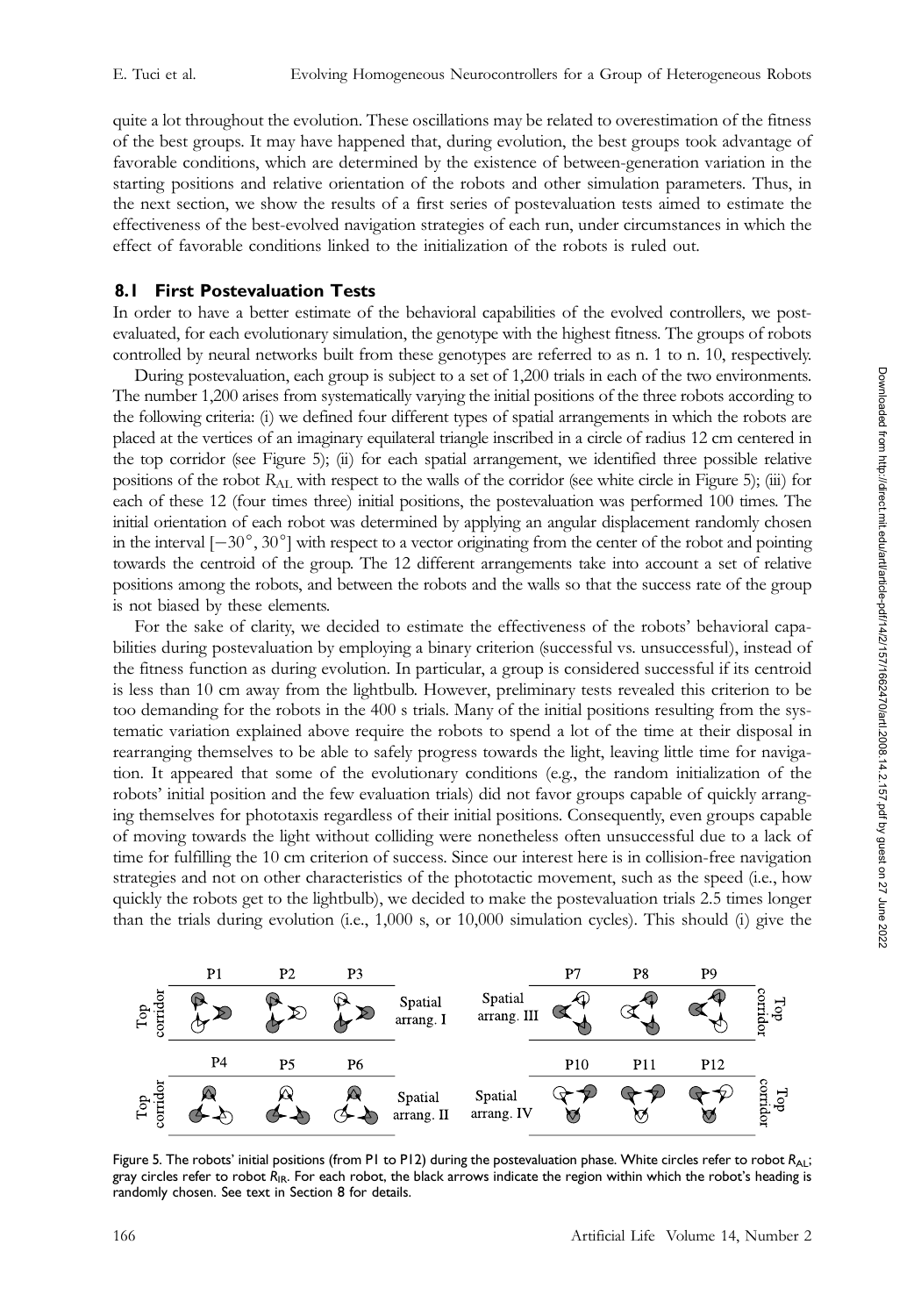quite a lot throughout the evolution. These oscillations may be related to overestimation of the fitness of the best groups. It may have happened that, during evolution, the best groups took advantage of favorable conditions, which are determined by the existence of between-generation variation in the starting positions and relative orientation of the robots and other simulation parameters. Thus, in the next section, we show the results of a first series of postevaluation tests aimed to estimate the effectiveness of the best-evolved navigation strategies of each run, under circumstances in which the effect of favorable conditions linked to the initialization of the robots is ruled out.

### 8.1 First Postevaluation Tests

In order to have a better estimate of the behavioral capabilities of the evolved controllers, we post-evaluated, for each evolutionary simulation, the genotype with the highest fitness. The groups of robots controlled by neural networks built from these genotypes are referred to as n. 1 to n. 10, respectively.

During postevaluation, each group is subject to a set of 1,200 trials in each of the two environments. The number 1,200 arises from systematically varying the initial positions of the three robots according to the following criteria: (i) we defined four different types of spatial arrangements in which the robots are placed at the vertices of an imaginary equilateral triangle inscribed in a circle of radius 12 cm centered in the top corridor (see Figure 5); (ii) for each spatial arrangement, we identified three possible relative positions of the robot $R_{AL}$ with respect to the walls of the corridor (see white circle in Figure 5); (iii) for each of these 12 (four times three) initial positions, the postevaluation was performed 100 times. The initial orientation of each robot was determined by applying an angular displacement randomly chosen in the interval $[-30°, 30°]$ with respect to a vector originating from the center of the robot and pointing towards the centroid of the group. The 12 different arrangements take into account a set of relative positions among the robots, and between the robots and the walls so that the success rate of the group is not biased by these elements.

For the sake of clarity, we decided to estimate the effectiveness of the robots' behavioral capabilities during postevaluation by employing a binary criterion (successful vs. unsuccessful), instead of the fitness function as during evolution. In particular, a group is considered successful if its centroid is less than 10 cm away from the lightbulb. However, preliminary tests revealed this criterion to be too demanding for the robots in the 400 s trials. Many of the initial positions resulting from the systematic variation explained above require the robots to spend a lot of the time at their disposal in rearranging themselves to be able to safely progress towards the light, leaving little time for navigation. It appeared that some of the evolutionary conditions (e.g., the random initialization of the robots' initial position and the few evaluation trials) did not favor groups capable of quickly arranging themselves for phototaxis regardless of their initial positions. Consequently, even groups capable of moving towards the light without colliding were nonetheless often unsuccessful due to a lack of time for fulfilling the 10 cm criterion of success. Since our interest here is in collision-free navigation strategies and not on other characteristics of the phototactic movement, such as the speed (i.e., how quickly the robots get to the lightbulb), we decided to make the postevaluation trials 2.5 times longer than the trials during evolution (i.e., 1,000 s, or 10,000 simulation cycles). This should (i) give the

Figure 5. The robots' initial positions (from P1 to P12) during the postevaluation phase. White circles refer to robot $R_{AL}$; gray circles refer to robot $R_{IR}$. For each robot, the black arrows indicate the region within which the robot's heading is randomly chosen. See text in Section 8 for details.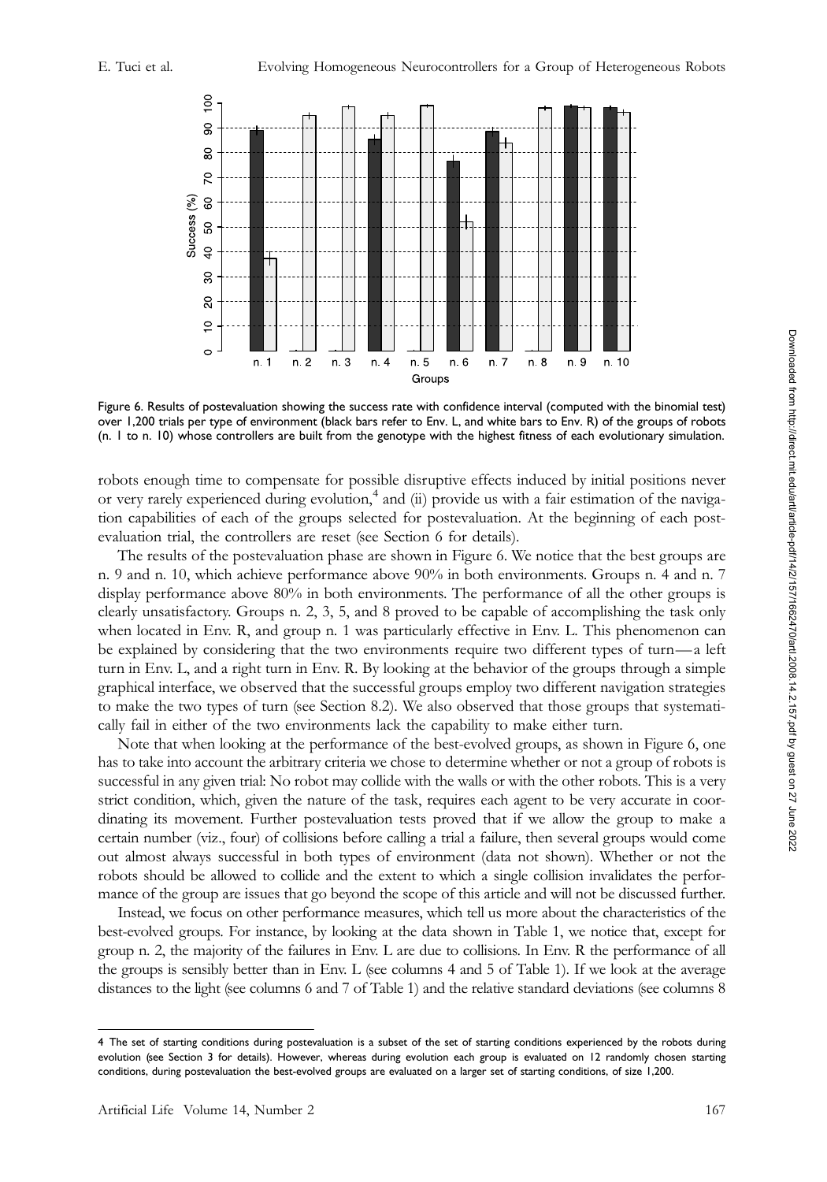Success (%)

0 10 20 30 40 50 60 70 80 90 100

n. 1 n. 2 n. 3 n. 4 n. 5 n. 6 n. 7 n. 8 n. 9 n. 10

Groups

Figure 6. Results of postevaluation showing the success rate with confidence interval (computed with the binomial test) over 1,200 trials per type of environment (black bars refer to Env. L, and white bars to Env. R) of the groups of robots (n. 1 to n. 10) whose controllers are built from the genotype with the highest fitness of each evolutionary simulation.

robots enough time to compensate for possible disruptive effects induced by initial positions never or very rarely experienced during evolution,[4] and (ii) provide us with a fair estimation of the navigation capabilities of each of the groups selected for postevaluation. At the beginning of each postevaluation trial, the controllers are reset (see Section 6 for details).

The results of the postevaluation phase are shown in Figure 6. We notice that the best groups are n. 9 and n. 10, which achieve performance above 90% in both environments. Groups n. 4 and n. 7 display performance above 80% in both environments. The performance of all the other groups is clearly unsatisfactory. Groups n. 2, 3, 5, and 8 proved to be capable of accomplishing the task only when located in Env. R, and group n. 1 was particularly effective in Env. L. This phenomenon can be explained by considering that the two environments require two different types of turn—a left turn in Env. L, and a right turn in Env. R. By looking at the behavior of the groups through a simple graphical interface, we observed that the successful groups employ two different navigation strategies to make the two types of turn (see Section 8.2). We also observed that those groups that systematically fail in either of the two environments lack the capability to make either turn.

Note that when looking at the performance of the best-evolved groups, as shown in Figure 6, one has to take into account the arbitrary criteria we chose to determine whether or not a group of robots is successful in any given trial: No robot may collide with the walls or with the other robots. This is a very strict condition, which, given the nature of the task, requires each agent to be very accurate in coordinating its movement. Further postevaluation tests proved that if we allow the group to make a certain number (viz., four) of collisions before calling a trial a failure, then several groups would come out almost always successful in both types of environment (data not shown). Whether or not the robots should be allowed to collide and the extent to which a single collision invalidates the performance of the group are issues that go beyond the scope of this article and will not be discussed further.

Instead, we focus on other performance measures, which tell us more about the characteristics of the best-evolved groups. For instance, by looking at the data shown in Table 1, we notice that, except for group n. 2, the majority of the failures in Env. L are due to collisions. In Env. R the performance of all the groups is sensibly better than in Env. L (see columns 4 and 5 of Table 1). If we look at the average distances to the light (see columns 6 and 7 of Table 1) and the relative standard deviations (see columns 8

4 The set of starting conditions during postevaluation is a subset of the set of starting conditions experienced by the robots during evolution (see Section 3 for details). However, whereas during evolution each group is evaluated on 12 randomly chosen starting conditions, during postevaluation the best-evolved groups are evaluated on a larger set of starting conditions, of size 1,200.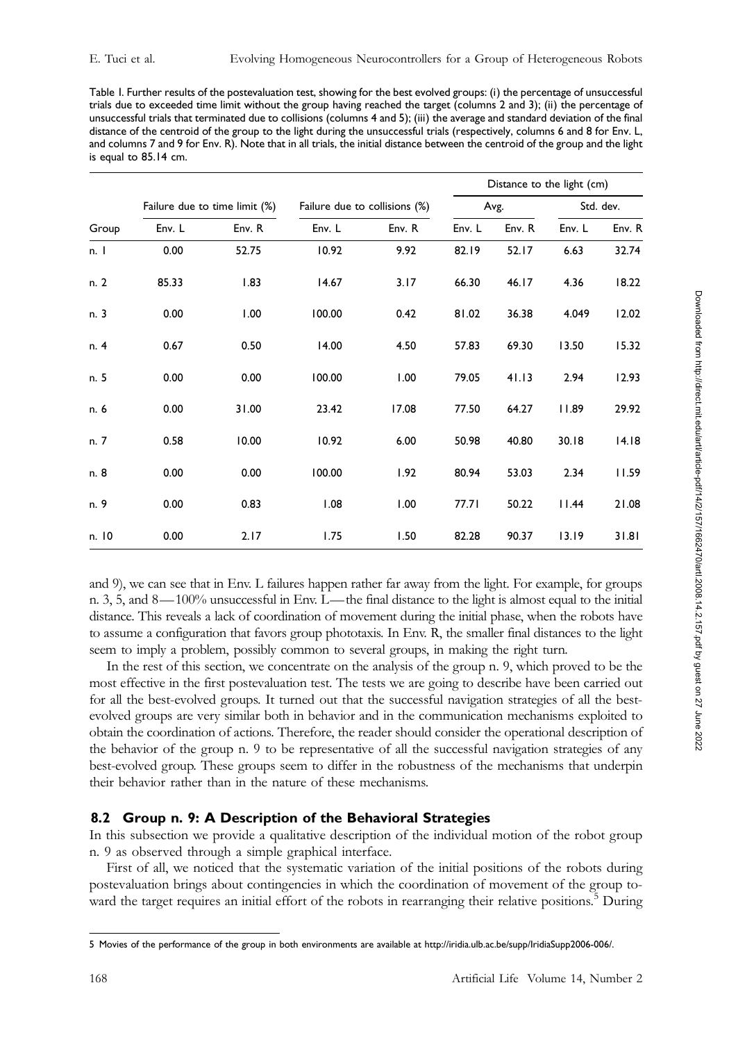Table 1. Further results of the postevaluation test, showing for the best evolved groups: (i) the percentage of unsuccessful trials due to exceeded time limit without the group having reached the target (columns 2 and 3); (ii) the percentage of unsuccessful trials that terminated due to collisions (columns 4 and 5); (iii) the average and standard deviation of the final distance of the centroid of the group to the light during the unsuccessful trials (respectively, columns 6 and 8 for Env. L, and columns 7 and 9 for Env. R). Note that in all trials, the initial distance between the centroid of the group and the light is equal to 85.14 cm.

| Group | Failure due to time limit (%) | | Failure due to collisions (%) | | Distance to the light (cm) | | | |
|---|---|---|---|---|---|---|---|---|
| | | | | | Avg. | | Std. dev. | |
| | Env. L | Env. R | Env. L | Env. R | Env. L | Env. R | Env. L | Env. R |
| n. 1 | 0.00 | 52.75 | 10.92 | 9.92 | 82.19 | 52.17 | 6.63 | 32.74 |
| n. 2 | 85.33 | 1.83 | 14.67 | 3.17 | 66.30 | 46.17 | 4.36 | 18.22 |
| n. 3 | 0.00 | 1.00 | 100.00 | 0.42 | 81.02 | 36.38 | 4.049 | 12.02 |
| n. 4 | 0.67 | 0.50 | 14.00 | 4.50 | 57.83 | 69.30 | 13.50 | 15.32 |
| n. 5 | 0.00 | 0.00 | 100.00 | 1.00 | 79.05 | 41.13 | 2.94 | 12.93 |
| n. 6 | 0.00 | 31.00 | 23.42 | 17.08 | 77.50 | 64.27 | 11.89 | 29.92 |
| n. 7 | 0.58 | 10.00 | 10.92 | 6.00 | 50.98 | 40.80 | 30.18 | 14.18 |
| n. 8 | 0.00 | 0.00 | 100.00 | 1.92 | 80.94 | 53.03 | 2.34 | 11.59 |
| n. 9 | 0.00 | 0.83 | 1.08 | 1.00 | 77.71 | 50.22 | 11.44 | 21.08 |
| n. 10 | 0.00 | 2.17 | 1.75 | 1.50 | 82.28 | 90.37 | 13.19 | 31.81 |

and 9), we can see that in Env. L failures happen rather far away from the light. For example, for groups n. 3, 5, and 8—100% unsuccessful in Env. L—the final distance to the light is almost equal to the initial distance. This reveals a lack of coordination of movement during the initial phase, when the robots have to assume a configuration that favors group phototaxis. In Env. R, the smaller final distances to the light seem to imply a problem, possibly common to several groups, in making the right turn.

In the rest of this section, we concentrate on the analysis of the group n. 9, which proved to be the most effective in the first postevaluation test. The tests we are going to describe have been carried out for all the best-evolved groups. It turned out that the successful navigation strategies of all the best-evolved groups are very similar both in behavior and in the communication mechanisms exploited to obtain the coordination of actions. Therefore, the reader should consider the operational description of the behavior of the group n. 9 to be representative of all the successful navigation strategies of any best-evolved group. These groups seem to differ in the robustness of the mechanisms that underpin their behavior rather than in the nature of these mechanisms.

## 8.2 Group n. 9: A Description of the Behavioral Strategies

In this subsection we provide a qualitative description of the individual motion of the robot group n. 9 as observed through a simple graphical interface.

First of all, we noticed that the systematic variation of the initial positions of the robots during postevaluation brings about contingencies in which the coordination of movement of the group toward the target requires an initial effort of the robots in rearranging their relative positions.[5] During

[5] Movies of the performance of the group in both environments are available at http://iridia.ulb.ac.be/supp/IridiaSupp2006-006/.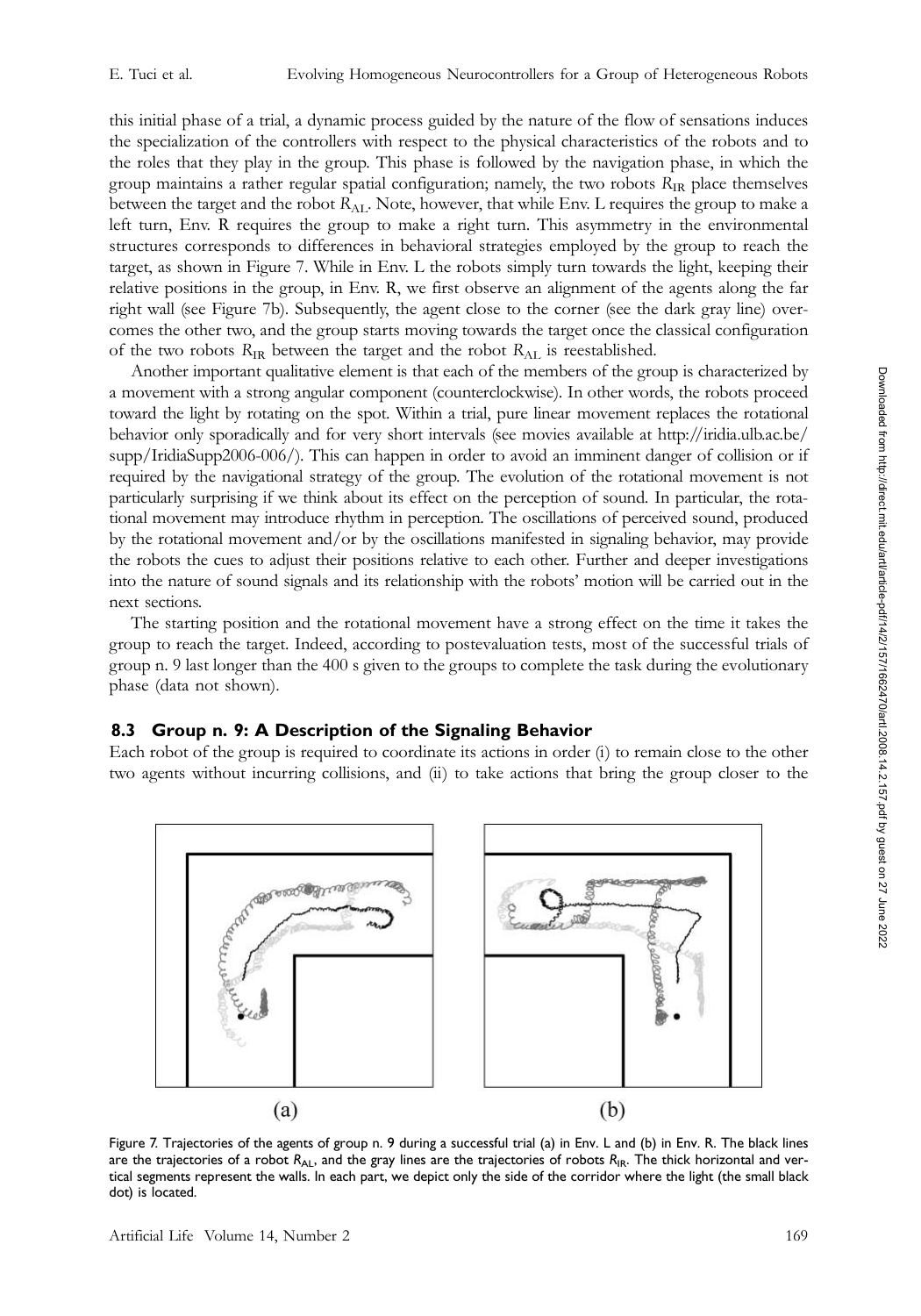this initial phase of a trial, a dynamic process guided by the nature of the flow of sensations induces the specialization of the controllers with respect to the physical characteristics of the robots and to the roles that they play in the group. This phase is followed by the navigation phase, in which the group maintains a rather regular spatial configuration; namely, the two robots $R_{IR}$ place themselves between the target and the robot $R_{AL}$. Note, however, that while Env. L requires the group to make a left turn, Env. R requires the group to make a right turn. This asymmetry in the environmental structures corresponds to differences in behavioral strategies employed by the group to reach the target, as shown in Figure 7. While in Env. L the robots simply turn towards the light, keeping their relative positions in the group, in Env. R, we first observe an alignment of the agents along the far right wall (see Figure 7b). Subsequently, the agent close to the corner (see the dark gray line) overcomes the other two, and the group starts moving towards the target once the classical configuration of the two robots $R_{IR}$ between the target and the robot $R_{AL}$ is reestablished.

Another important qualitative element is that each of the members of the group is characterized by a movement with a strong angular component (counterclockwise). In other words, the robots proceed toward the light by rotating on the spot. Within a trial, pure linear movement replaces the rotational behavior only sporadically and for very short intervals (see movies available at http://iridia.ulb.ac.be/supp/IridiaSupp2006-006/). This can happen in order to avoid an imminent danger of collision or if required by the navigational strategy of the group. The evolution of the rotational movement is not particularly surprising if we think about its effect on the perception of sound. In particular, the rotational movement may introduce rhythm in perception. The oscillations of perceived sound, produced by the rotational movement and/or by the oscillations manifested in signaling behavior, may provide the robots the cues to adjust their positions relative to each other. Further and deeper investigations into the nature of sound signals and its relationship with the robots' motion will be carried out in the next sections.

The starting position and the rotational movement have a strong effect on the time it takes the group to reach the target. Indeed, according to postevaluation tests, most of the successful trials of group n. 9 last longer than the 400 s given to the groups to complete the task during the evolutionary phase (data not shown).

## 8.3 Group n. 9: A Description of the Signaling Behavior

Each robot of the group is required to coordinate its actions in order (i) to remain close to the other two agents without incurring collisions, and (ii) to take actions that bring the group closer to the

Figure 7. Trajectories of the agents of group n. 9 during a successful trial (a) in Env. L and (b) in Env. R. The black lines are the trajectories of a robot $R_{AL}$, and the gray lines are the trajectories of robots $R_{IR}$. The thick horizontal and vertical segments represent the walls. In each part, we depict only the side of the corridor where the light (the small black dot) is located.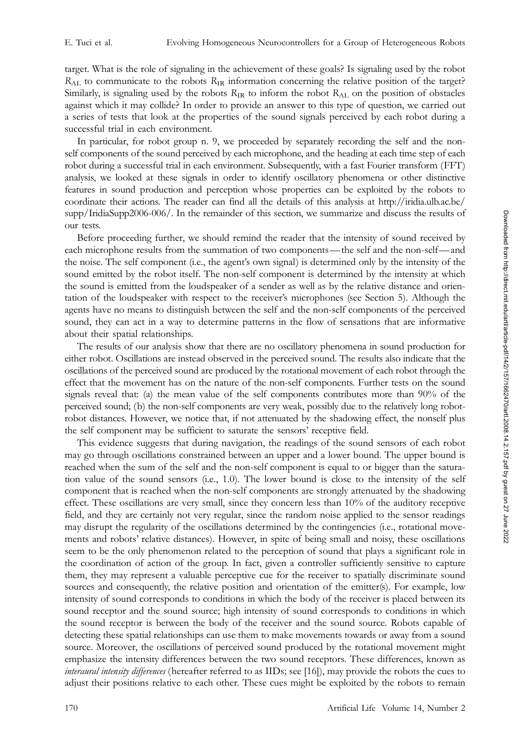target. What is the role of signaling in the achievement of these goals? Is signaling used by the robot $R_{AL}$ to communicate to the robots $R_{IR}$ information concerning the relative position of the target? Similarly, is signaling used by the robots $R_{IR}$ to inform the robot $R_{AL}$ on the position of obstacles against which it may collide? In order to provide an answer to this type of question, we carried out a series of tests that look at the properties of the sound signals perceived by each robot during a successful trial in each environment.

In particular, for robot group n. 9, we proceeded by separately recording the self and the non-self components of the sound perceived by each microphone, and the heading at each time step of each robot during a successful trial in each environment. Subsequently, with a fast Fourier transform (FFT) analysis, we looked at these signals in order to identify oscillatory phenomena or other distinctive features in sound production and perception whose properties can be exploited by the robots to coordinate their actions. The reader can find all the details of this analysis at http://iridia.ulb.ac.be/supp/IridiaSupp2006-006/. In the remainder of this section, we summarize and discuss the results of our tests.

Before proceeding further, we should remind the reader that the intensity of sound received by each microphone results from the summation of two components—the self and the non-self—and the noise. The self component (i.e., the agent's own signal) is determined only by the intensity of the sound emitted by the robot itself. The non-self component is determined by the intensity at which the sound is emitted from the loudspeaker of a sender as well as by the relative distance and orientation of the loudspeaker with respect to the receiver's microphones (see Section 5). Although the agents have no means to distinguish between the self and the non-self components of the perceived sound, they can act in a way to determine patterns in the flow of sensations that are informative about their spatial relationships.

The results of our analysis show that there are no oscillatory phenomena in sound production for either robot. Oscillations are instead observed in the perceived sound. The results also indicate that the oscillations of the perceived sound are produced by the rotational movement of each robot through the effect that the movement has on the nature of the non-self components. Further tests on the sound signals reveal that: (a) the mean value of the self components contributes more than 90% of the perceived sound; (b) the non-self components are very weak, possibly due to the relatively long robot-robot distances. However, we notice that, if not attenuated by the shadowing effect, the nonself plus the self component may be sufficient to saturate the sensors' receptive field.

This evidence suggests that during navigation, the readings of the sound sensors of each robot may go through oscillations constrained between an upper and a lower bound. The upper bound is reached when the sum of the self and the non-self component is equal to or bigger than the saturation value of the sound sensors (i.e., 1.0). The lower bound is close to the intensity of the self component that is reached when the non-self components are strongly attenuated by the shadowing effect. These oscillations are very small, since they concern less than 10% of the auditory receptive field, and they are certainly not very regular, since the random noise applied to the sensor readings may disrupt the regularity of the oscillations determined by the contingencies (i.e., rotational movements and robots' relative distances). However, in spite of being small and noisy, these oscillations seem to be the only phenomenon related to the perception of sound that plays a significant role in the coordination of action of the group. In fact, given a controller sufficiently sensitive to capture them, they may represent a valuable perceptive cue for the receiver to spatially discriminate sound sources and consequently, the relative position and orientation of the emitter(s). For example, low intensity of sound corresponds to conditions in which the body of the receiver is placed between its sound receptor and the sound source; high intensity of sound corresponds to conditions in which the sound receptor is between the body of the receiver and the sound source. Robots capable of detecting these spatial relationships can use them to make movements towards or away from a sound source. Moreover, the oscillations of perceived sound produced by the rotational movement might emphasize the intensity differences between the two sound receptors. These differences, known as *interaural intensity differences* (hereafter referred to as IIDs; see [16]), may provide the robots the cues to adjust their positions relative to each other. These cues might be exploited by the robots to remain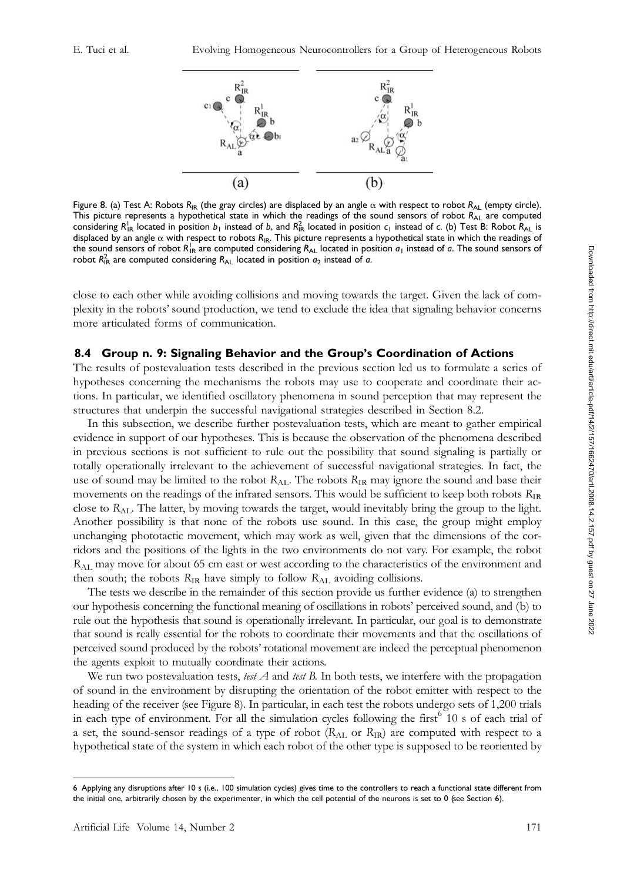(a)

(b)

Figure 8. (a) Test A: Robots $R_{IR}$ (the gray circles) are displaced by an angle $\alpha$ with respect to robot $R_{AL}$ (empty circle). This picture represents a hypothetical state in which the readings of the sound sensors of robot $R_{AL}$ are computed considering $R^1_{IR}$ located in position $b_1$ instead of $b$, and $R^2_{IR}$ located in position $c_1$ instead of $c$. (b) Test B: Robot $R_{AL}$ is displaced by an angle $\alpha$ with respect to robots $R_{IR}$. This picture represents a hypothetical state in which the readings of the sound sensors of robot $R^1_{IR}$ are computed considering $R_{AL}$ located in position $a_1$ instead of $a$. The sound sensors of robot $R^2_{IR}$ are computed considering $R_{AL}$ located in position $a_2$ instead of $a$.

close to each other while avoiding collisions and moving towards the target. Given the lack of complexity in the robots' sound production, we tend to exclude the idea that signaling behavior concerns more articulated forms of communication.

### 8.4 Group n. 9: Signaling Behavior and the Group's Coordination of Actions

The results of postevaluation tests described in the previous section led us to formulate a series of hypotheses concerning the mechanisms the robots may use to cooperate and coordinate their actions. In particular, we identified oscillatory phenomena in sound perception that may represent the structures that underpin the successful navigational strategies described in Section 8.2.

In this subsection, we describe further postevaluation tests, which are meant to gather empirical evidence in support of our hypotheses. This is because the observation of the phenomena described in previous sections is not sufficient to rule out the possibility that sound signaling is partially or totally operationally irrelevant to the achievement of successful navigational strategies. In fact, the use of sound may be limited to the robot $R_{AL}$. The robots $R_{IR}$ may ignore the sound and base their movements on the readings of the infrared sensors. This would be sufficient to keep both robots $R_{IR}$ close to $R_{AL}$. The latter, by moving towards the target, would inevitably bring the group to the light. Another possibility is that none of the robots use sound. In this case, the group might employ unchanging phototactic movement, which may work as well, given that the dimensions of the corridors and the positions of the lights in the two environments do not vary. For example, the robot $R_{AL}$ may move for about 65 cm east or west according to the characteristics of the environment and then south; the robots $R_{IR}$ have simply to follow $R_{AL}$ avoiding collisions.

The tests we describe in the remainder of this section provide us further evidence (a) to strengthen our hypothesis concerning the functional meaning of oscillations in robots' perceived sound, and (b) to rule out the hypothesis that sound is operationally irrelevant. In particular, our goal is to demonstrate that sound is really essential for the robots to coordinate their movements and that the oscillations of perceived sound produced by the robots' rotational movement are indeed the perceptual phenomenon the agents exploit to mutually coordinate their actions.

We run two postevaluation tests, *test A* and *test B*. In both tests, we interfere with the propagation of sound in the environment by disrupting the orientation of the robot emitter with respect to the heading of the receiver (see Figure 8). In particular, in each test the robots undergo sets of 1,200 trials in each type of environment. For all the simulation cycles following the first[6] 10 s of each trial of a set, the sound-sensor readings of a type of robot ($R_{AL}$ or $R_{IR}$) are computed with respect to a hypothetical state of the system in which each robot of the other type is supposed to be reoriented by

[6] Applying any disruptions after 10 s (i.e., 100 simulation cycles) gives time to the controllers to reach a functional state different from the initial one, arbitrarily chosen by the experimenter, in which the cell potential of the neurons is set to 0 (see Section 6).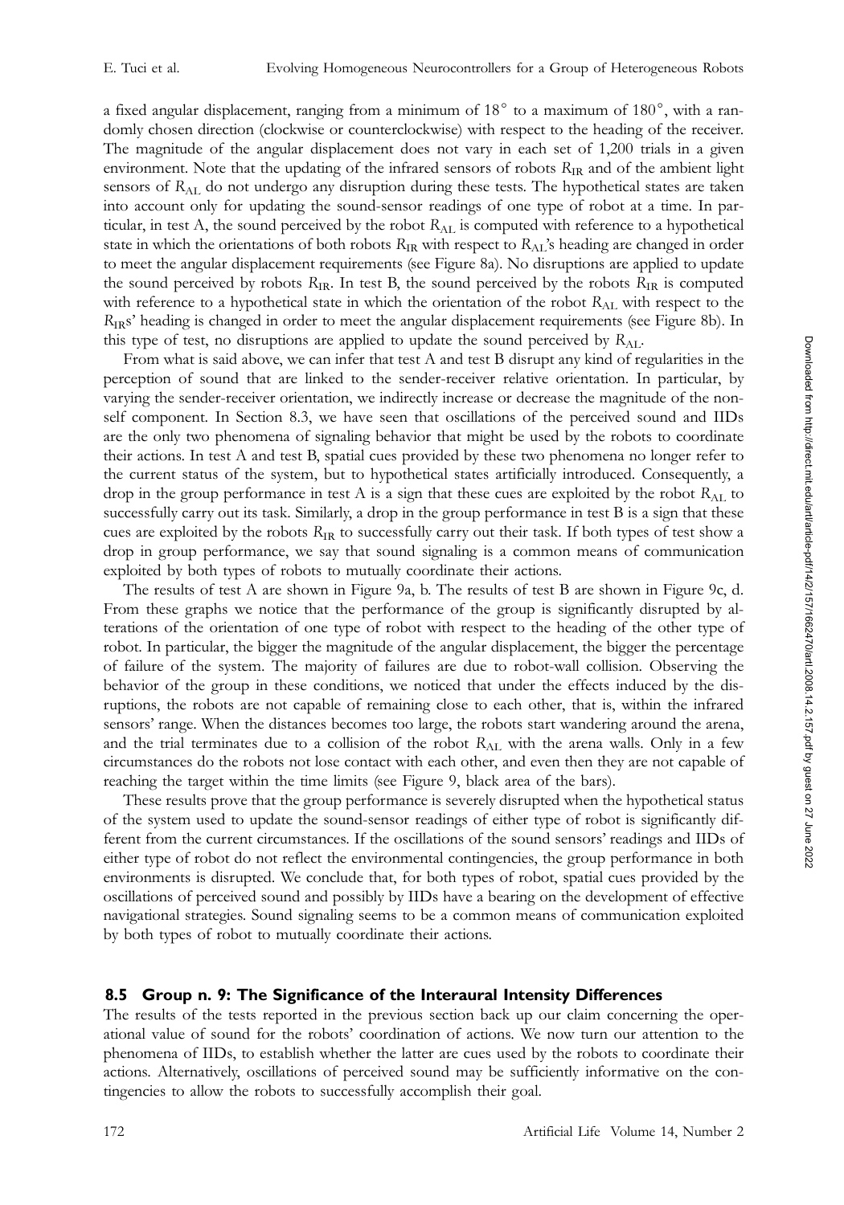a fixed angular displacement, ranging from a minimum of 18° to a maximum of 180°, with a randomly chosen direction (clockwise or counterclockwise) with respect to the heading of the receiver. The magnitude of the angular displacement does not vary in each set of 1,200 trials in a given environment. Note that the updating of the infrared sensors of robots $R_{IR}$ and of the ambient light sensors of $R_{AL}$ do not undergo any disruption during these tests. The hypothetical states are taken into account only for updating the sound-sensor readings of one type of robot at a time. In particular, in test A, the sound perceived by the robot $R_{AL}$ is computed with reference to a hypothetical state in which the orientations of both robots $R_{IR}$ with respect to $R_{AL}$'s heading are changed in order to meet the angular displacement requirements (see Figure 8a). No disruptions are applied to update the sound perceived by robots $R_{IR}$. In test B, the sound perceived by the robots $R_{IR}$ is computed with reference to a hypothetical state in which the orientation of the robot $R_{AL}$ with respect to the $R_{IR}$s' heading is changed in order to meet the angular displacement requirements (see Figure 8b). In this type of test, no disruptions are applied to update the sound perceived by $R_{AL}$.

From what is said above, we can infer that test A and test B disrupt any kind of regularities in the perception of sound that are linked to the sender-receiver relative orientation. In particular, by varying the sender-receiver orientation, we indirectly increase or decrease the magnitude of the non-self component. In Section 8.3, we have seen that oscillations of the perceived sound and IIDs are the only two phenomena of signaling behavior that might be used by the robots to coordinate their actions. In test A and test B, spatial cues provided by these two phenomena no longer refer to the current status of the system, but to hypothetical states artificially introduced. Consequently, a drop in the group performance in test A is a sign that these cues are exploited by the robot $R_{AL}$ to successfully carry out its task. Similarly, a drop in the group performance in test B is a sign that these cues are exploited by the robots $R_{IR}$ to successfully carry out their task. If both types of test show a drop in group performance, we say that sound signaling is a common means of communication exploited by both types of robots to mutually coordinate their actions.

The results of test A are shown in Figure 9a, b. The results of test B are shown in Figure 9c, d. From these graphs we notice that the performance of the group is significantly disrupted by alterations of the orientation of one type of robot with respect to the heading of the other type of robot. In particular, the bigger the magnitude of the angular displacement, the bigger the percentage of failure of the system. The majority of failures are due to robot-wall collision. Observing the behavior of the group in these conditions, we noticed that under the effects induced by the disruptions, the robots are not capable of remaining close to each other, that is, within the infrared sensors' range. When the distances becomes too large, the robots start wandering around the arena, and the trial terminates due to a collision of the robot $R_{AL}$ with the arena walls. Only in a few circumstances do the robots not lose contact with each other, and even then they are not capable of reaching the target within the time limits (see Figure 9, black area of the bars).

These results prove that the group performance is severely disrupted when the hypothetical status of the system used to update the sound-sensor readings of either type of robot is significantly different from the current circumstances. If the oscillations of the sound sensors' readings and IIDs of either type of robot do not reflect the environmental contingencies, the group performance in both environments is disrupted. We conclude that, for both types of robot, spatial cues provided by the oscillations of perceived sound and possibly by IIDs have a bearing on the development of effective navigational strategies. Sound signaling seems to be a common means of communication exploited by both types of robot to mutually coordinate their actions.

### 8.5 Group n. 9: The Significance of the Interaural Intensity Differences

The results of the tests reported in the previous section back up our claim concerning the operational value of sound for the robots' coordination of actions. We now turn our attention to the phenomena of IIDs, to establish whether the latter are cues used by the robots to coordinate their actions. Alternatively, oscillations of perceived sound may be sufficiently informative on the contingencies to allow the robots to successfully accomplish their goal.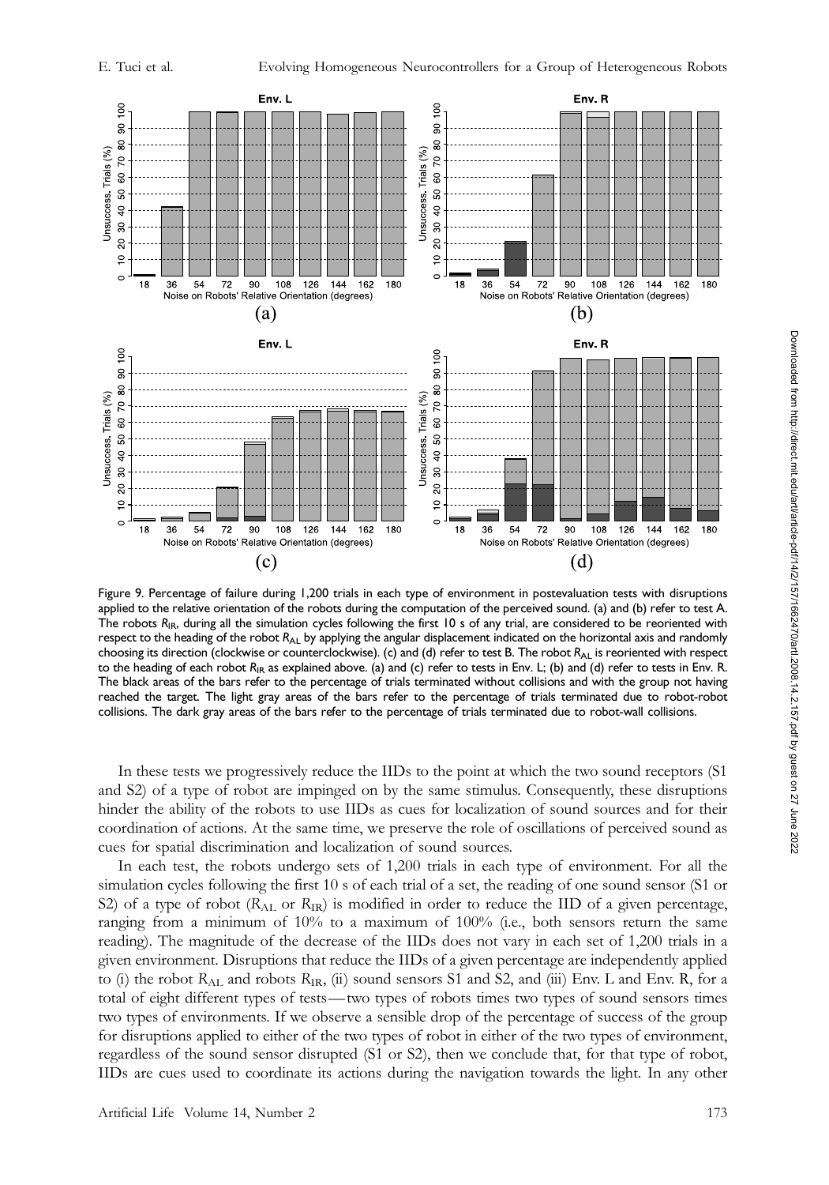Figure 9. Percentage of failure during 1,200 trials in each type of environment in postevaluation tests with disruptions applied to the relative orientation of the robots during the computation of the perceived sound. (a) and (b) refer to test A. The robots $R_{IR}$, during all the simulation cycles following the first 10 s of any trial, are considered to be reoriented with respect to the heading of the robot $R_{AL}$ by applying the angular displacement indicated on the horizontal axis and randomly choosing its direction (clockwise or counterclockwise). (c) and (d) refer to test B. The robot $R_{AL}$ is reoriented with respect to the heading of each robot $R_{IR}$ as explained above. (a) and (c) refer to tests in Env. L; (b) and (d) refer to tests in Env. R. The black areas of the bars refer to the percentage of trials terminated without collisions and with the group not having reached the target. The light gray areas of the bars refer to the percentage of trials terminated due to robot-robot collisions. The dark gray areas of the bars refer to the percentage of trials terminated due to robot-wall collisions.

In these tests we progressively reduce the IIDs to the point at which the two sound receptors (S1 and S2) of a type of robot are impinged on by the same stimulus. Consequently, these disruptions hinder the ability of the robots to use IIDs as cues for localization of sound sources and for their coordination of actions. At the same time, we preserve the role of oscillations of perceived sound as cues for spatial discrimination and localization of sound sources.

In each test, the robots undergo sets of 1,200 trials in each type of environment. For all the simulation cycles following the first 10 s of each trial of a set, the reading of one sound sensor (S1 or S2) of a type of robot ($R_{AL}$ or $R_{IR}$) is modified in order to reduce the IID of a given percentage, ranging from a minimum of 10% to a maximum of 100% (i.e., both sensors return the same reading). The magnitude of the decrease of the IIDs does not vary in each set of 1,200 trials in a given environment. Disruptions that reduce the IIDs of a given percentage are independently applied to (i) the robot $R_{AL}$ and robots $R_{IR}$, (ii) sound sensors S1 and S2, and (iii) Env. L and Env. R, for a total of eight different types of tests—two types of robots times two types of sound sensors times two types of environments. If we observe a sensible drop of the percentage of success of the group for disruptions applied to either of the two types of robot in either of the two types of environment, regardless of the sound sensor disrupted (S1 or S2), then we conclude that, for that type of robot, IIDs are cues used to coordinate its actions during the navigation towards the light. In any other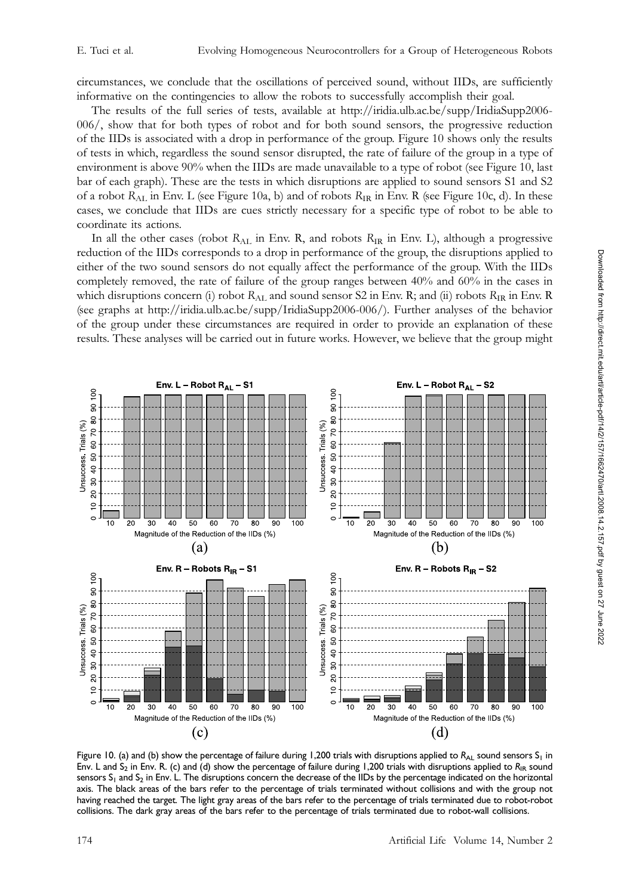circumstances, we conclude that the oscillations of perceived sound, without IIDs, are sufficiently informative on the contingencies to allow the robots to successfully accomplish their goal.

The results of the full series of tests, available at http://iridia.ulb.ac.be/supp/IridiaSupp2006-006/, show that for both types of robot and for both sound sensors, the progressive reduction of the IIDs is associated with a drop in performance of the group. Figure 10 shows only the results of tests in which, regardless the sound sensor disrupted, the rate of failure of the group in a type of environment is above 90% when the IIDs are made unavailable to a type of robot (see Figure 10, last bar of each graph). These are the tests in which disruptions are applied to sound sensors S1 and S2 of a robot $R_{AL}$ in Env. L (see Figure 10a, b) and of robots $R_{IR}$ in Env. R (see Figure 10c, d). In these cases, we conclude that IIDs are cues strictly necessary for a specific type of robot to be able to coordinate its actions.

In all the other cases (robot $R_{AL}$ in Env. R, and robots $R_{IR}$ in Env. L), although a progressive reduction of the IIDs corresponds to a drop in performance of the group, the disruptions applied to either of the two sound sensors do not equally affect the performance of the group. With the IIDs completely removed, the rate of failure of the group ranges between 40% and 60% in the cases in which disruptions concern (i) robot $R_{AL}$ and sound sensor S2 in Env. R; and (ii) robots $R_{IR}$ in Env. R (see graphs at http://iridia.ulb.ac.be/supp/IridiaSupp2006-006/). Further analyses of the behavior of the group under these circumstances are required in order to provide an explanation of these results. These analyses will be carried out in future works. However, we believe that the group might

Figure 10. (a) and (b) show the percentage of failure during 1,200 trials with disruptions applied to $R_{AL}$ sound sensors $S_1$ in Env. L and $S_2$ in Env. R. (c) and (d) show the percentage of failure during 1,200 trials with disruptions applied to $R_{IR}$ sound sensors $S_1$ and $S_2$ in Env. L. The disruptions concern the decrease of the IIDs by the percentage indicated on the horizontal axis. The black areas of the bars refer to the percentage of trials terminated without collisions and with the group not having reached the target. The light gray areas of the bars refer to the percentage of trials terminated due to robot-robot collisions. The dark gray areas of the bars refer to the percentage of trials terminated due to robot-wall collisions.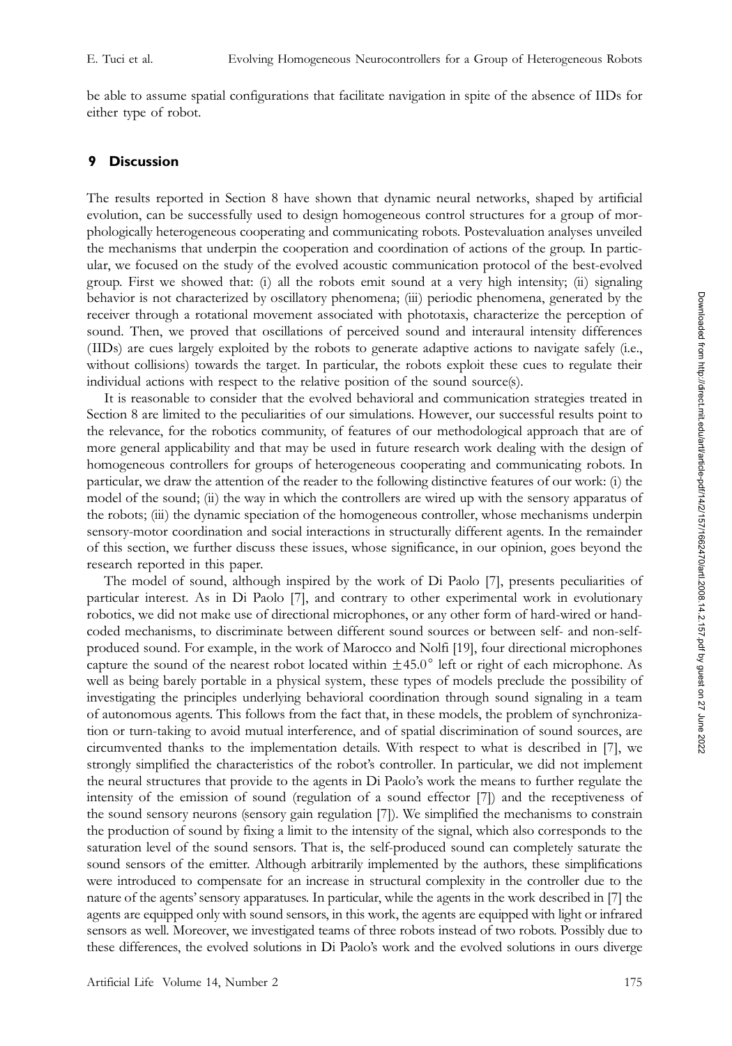be able to assume spatial configurations that facilitate navigation in spite of the absence of IIDs for either type of robot.

## 9 Discussion

The results reported in Section 8 have shown that dynamic neural networks, shaped by artificial evolution, can be successfully used to design homogeneous control structures for a group of morphologically heterogeneous cooperating and communicating robots. Postevaluation analyses unveiled the mechanisms that underpin the cooperation and coordination of actions of the group. In particular, we focused on the study of the evolved acoustic communication protocol of the best-evolved group. First we showed that: (i) all the robots emit sound at a very high intensity; (ii) signaling behavior is not characterized by oscillatory phenomena; (iii) periodic phenomena, generated by the receiver through a rotational movement associated with phototaxis, characterize the perception of sound. Then, we proved that oscillations of perceived sound and interaural intensity differences (IIDs) are cues largely exploited by the robots to generate adaptive actions to navigate safely (i.e., without collisions) towards the target. In particular, the robots exploit these cues to regulate their individual actions with respect to the relative position of the sound source(s).

It is reasonable to consider that the evolved behavioral and communication strategies treated in Section 8 are limited to the peculiarities of our simulations. However, our successful results point to the relevance, for the robotics community, of features of our methodological approach that are of more general applicability and that may be used in future research work dealing with the design of homogeneous controllers for groups of heterogeneous cooperating and communicating robots. In particular, we draw the attention of the reader to the following distinctive features of our work: (i) the model of the sound; (ii) the way in which the controllers are wired up with the sensory apparatus of the robots; (iii) the dynamic speciation of the homogeneous controller, whose mechanisms underpin sensory-motor coordination and social interactions in structurally different agents. In the remainder of this section, we further discuss these issues, whose significance, in our opinion, goes beyond the research reported in this paper.

The model of sound, although inspired by the work of Di Paolo [7], presents peculiarities of particular interest. As in Di Paolo [7], and contrary to other experimental work in evolutionary robotics, we did not make use of directional microphones, or any other form of hard-wired or hand-coded mechanisms, to discriminate between different sound sources or between self- and non-self-produced sound. For example, in the work of Marocco and Nolfi [19], four directional microphones capture the sound of the nearest robot located within $\pm 45.0^{\circ}$ left or right of each microphone. As well as being barely portable in a physical system, these types of models preclude the possibility of investigating the principles underlying behavioral coordination through sound signaling in a team of autonomous agents. This follows from the fact that, in these models, the problem of synchronization or turn-taking to avoid mutual interference, and of spatial discrimination of sound sources, are circumvented thanks to the implementation details. With respect to what is described in [7], we strongly simplified the characteristics of the robot's controller. In particular, we did not implement the neural structures that provide to the agents in Di Paolo's work the means to further regulate the intensity of the emission of sound (regulation of a sound effector [7]) and the receptiveness of the sound sensory neurons (sensory gain regulation [7]). We simplified the mechanisms to constrain the production of sound by fixing a limit to the intensity of the signal, which also corresponds to the saturation level of the sound sensors. That is, the self-produced sound can completely saturate the sound sensors of the emitter. Although arbitrarily implemented by the authors, these simplifications were introduced to compensate for an increase in structural complexity in the controller due to the nature of the agents' sensory apparatuses. In particular, while the agents in the work described in [7] the agents are equipped only with sound sensors, in this work, the agents are equipped with light or infrared sensors as well. Moreover, we investigated teams of three robots instead of two robots. Possibly due to these differences, the evolved solutions in Di Paolo's work and the evolved solutions in ours diverge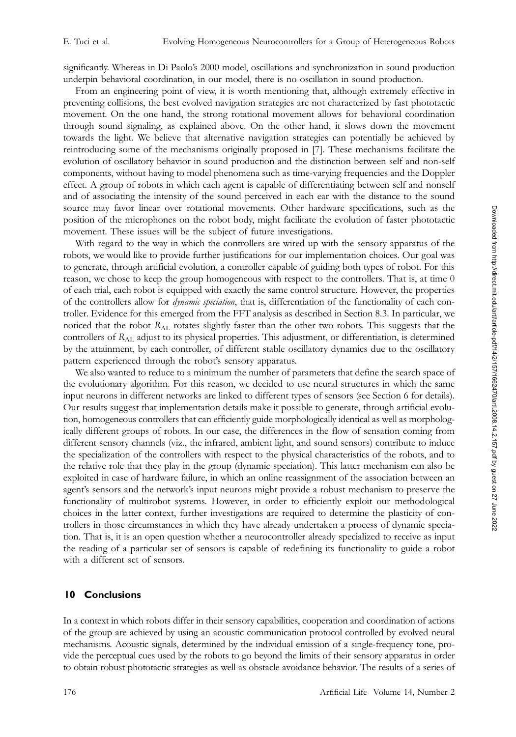significantly. Whereas in Di Paolo's 2000 model, oscillations and synchronization in sound production underpin behavioral coordination, in our model, there is no oscillation in sound production.

From an engineering point of view, it is worth mentioning that, although extremely effective in preventing collisions, the best evolved navigation strategies are not characterized by fast phototactic movement. On the one hand, the strong rotational movement allows for behavioral coordination through sound signaling, as explained above. On the other hand, it slows down the movement towards the light. We believe that alternative navigation strategies can potentially be achieved by reintroducing some of the mechanisms originally proposed in [7]. These mechanisms facilitate the evolution of oscillatory behavior in sound production and the distinction between self and non-self components, without having to model phenomena such as time-varying frequencies and the Doppler effect. A group of robots in which each agent is capable of differentiating between self and nonself and of associating the intensity of the sound perceived in each ear with the distance to the sound source may favor linear over rotational movements. Other hardware specifications, such as the position of the microphones on the robot body, might facilitate the evolution of faster phototactic movement. These issues will be the subject of future investigations.

With regard to the way in which the controllers are wired up with the sensory apparatus of the robots, we would like to provide further justifications for our implementation choices. Our goal was to generate, through artificial evolution, a controller capable of guiding both types of robot. For this reason, we chose to keep the group homogeneous with respect to the controllers. That is, at time 0 of each trial, each robot is equipped with exactly the same control structure. However, the properties of the controllers allow for *dynamic speciation*, that is, differentiation of the functionality of each controller. Evidence for this emerged from the FFT analysis as described in Section 8.3. In particular, we noticed that the robot $R_{AL}$ rotates slightly faster than the other two robots. This suggests that the controllers of $R_{AL}$ adjust to its physical properties. This adjustment, or differentiation, is determined by the attainment, by each controller, of different stable oscillatory dynamics due to the oscillatory pattern experienced through the robot's sensory apparatus.

We also wanted to reduce to a minimum the number of parameters that define the search space of the evolutionary algorithm. For this reason, we decided to use neural structures in which the same input neurons in different networks are linked to different types of sensors (see Section 6 for details). Our results suggest that implementation details make it possible to generate, through artificial evolution, homogeneous controllers that can efficiently guide morphologically identical as well as morphologically different groups of robots. In our case, the differences in the flow of sensation coming from different sensory channels (viz., the infrared, ambient light, and sound sensors) contribute to induce the specialization of the controllers with respect to the physical characteristics of the robots, and to the relative role that they play in the group (dynamic speciation). This latter mechanism can also be exploited in case of hardware failure, in which an online reassignment of the association between an agent's sensors and the network's input neurons might provide a robust mechanism to preserve the functionality of multirobot systems. However, in order to efficiently exploit our methodological choices in the latter context, further investigations are required to determine the plasticity of controllers in those circumstances in which they have already undertaken a process of dynamic speciation. That is, it is an open question whether a neurocontroller already specialized to receive as input the reading of a particular set of sensors is capable of redefining its functionality to guide a robot with a different set of sensors.

## 10 Conclusions

In a context in which robots differ in their sensory capabilities, cooperation and coordination of actions of the group are achieved by using an acoustic communication protocol controlled by evolved neural mechanisms. Acoustic signals, determined by the individual emission of a single-frequency tone, provide the perceptual cues used by the robots to go beyond the limits of their sensory apparatus in order to obtain robust phototactic strategies as well as obstacle avoidance behavior. The results of a series of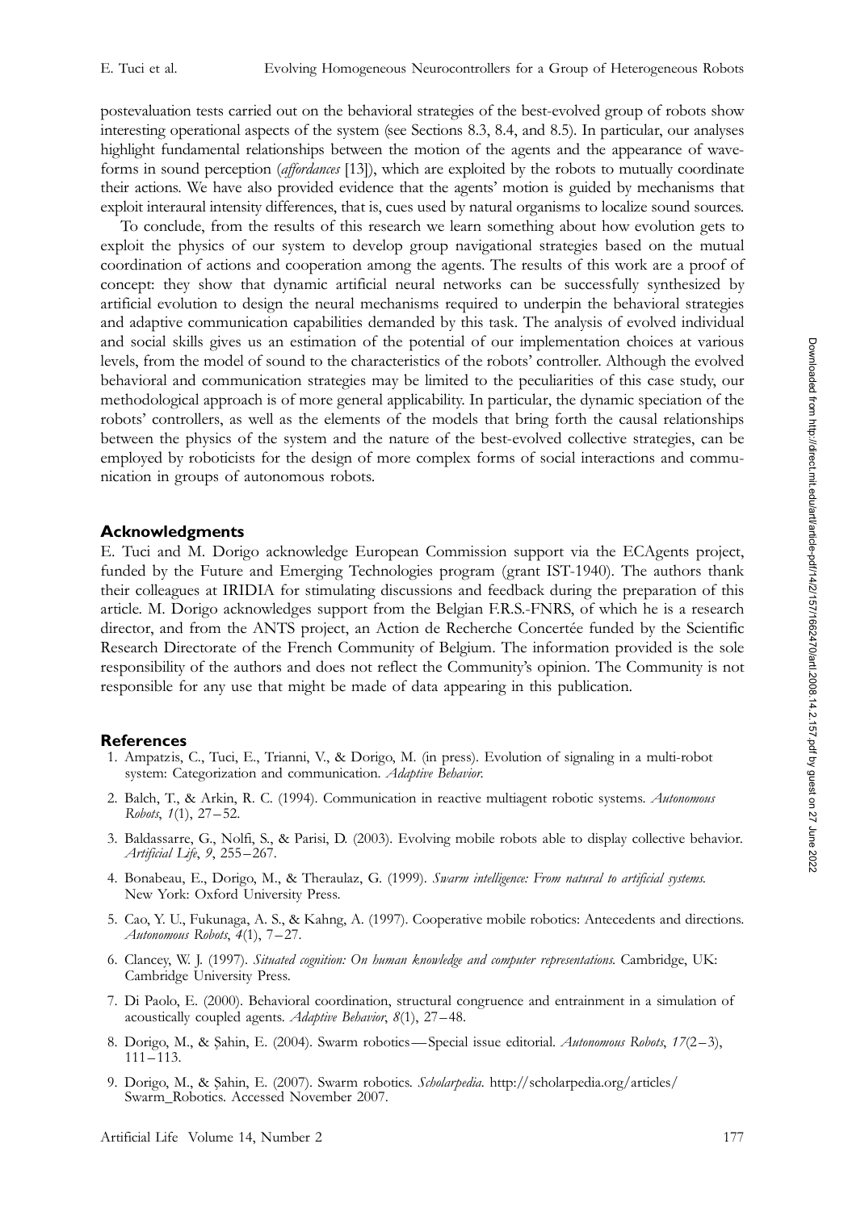postevaluation tests carried out on the behavioral strategies of the best-evolved group of robots show interesting operational aspects of the system (see Sections 8.3, 8.4, and 8.5). In particular, our analyses highlight fundamental relationships between the motion of the agents and the appearance of waveforms in sound perception (*affordances* [13]), which are exploited by the robots to mutually coordinate their actions. We have also provided evidence that the agents' motion is guided by mechanisms that exploit interaural intensity differences, that is, cues used by natural organisms to localize sound sources.

To conclude, from the results of this research we learn something about how evolution gets to exploit the physics of our system to develop group navigational strategies based on the mutual coordination of actions and cooperation among the agents. The results of this work are a proof of concept: they show that dynamic artificial neural networks can be successfully synthesized by artificial evolution to design the neural mechanisms required to underpin the behavioral strategies and adaptive communication capabilities demanded by this task. The analysis of evolved individual and social skills gives us an estimation of the potential of our implementation choices at various levels, from the model of sound to the characteristics of the robots' controller. Although the evolved behavioral and communication strategies may be limited to the peculiarities of this case study, our methodological approach is of more general applicability. In particular, the dynamic speciation of the robots' controllers, as well as the elements of the models that bring forth the causal relationships between the physics of the system and the nature of the best-evolved collective strategies, can be employed by roboticists for the design of more complex forms of social interactions and communication in groups of autonomous robots.

## Acknowledgments

E. Tuci and M. Dorigo acknowledge European Commission support via the ECAgents project, funded by the Future and Emerging Technologies program (grant IST-1940). The authors thank their colleagues at IRIDIA for stimulating discussions and feedback during the preparation of this article. M. Dorigo acknowledges support from the Belgian F.R.S.-FNRS, of which he is a research director, and from the ANTS project, an Action de Recherche Concertée funded by the Scientific Research Directorate of the French Community of Belgium. The information provided is the sole responsibility of the authors and does not reflect the Community's opinion. The Community is not responsible for any use that might be made of data appearing in this publication.

## References

1. Ampatzis, C., Tuci, E., Trianni, V., & Dorigo, M. (in press). Evolution of signaling in a multi-robot system: Categorization and communication. *Adaptive Behavior*.
2. Balch, T., & Arkin, R. C. (1994). Communication in reactive multiagent robotic systems. *Autonomous Robots*, *1*(1), 27–52.
3. Baldassarre, G., Nolfi, S., & Parisi, D. (2003). Evolving mobile robots able to display collective behavior. *Artificial Life*, *9*, 255–267.
4. Bonabeau, E., Dorigo, M., & Theraulaz, G. (1999). *Swarm intelligence: From natural to artificial systems*. New York: Oxford University Press.
5. Cao, Y. U., Fukunaga, A. S., & Kahng, A. (1997). Cooperative mobile robotics: Antecedents and directions. *Autonomous Robots*, *4*(1), 7–27.
6. Clancey, W. J. (1997). *Situated cognition: On human knowledge and computer representations*. Cambridge, UK: Cambridge University Press.
7. Di Paolo, E. (2000). Behavioral coordination, structural congruence and entrainment in a simulation of acoustically coupled agents. *Adaptive Behavior*, *8*(1), 27–48.
8. Dorigo, M., & Şahin, E. (2004). Swarm robotics—Special issue editorial. *Autonomous Robots*, *17*(2–3), 111–113.
9. Dorigo, M., & Şahin, E. (2007). Swarm robotics. *Scholarpedia*. http://scholarpedia.org/articles/Swarm_Robotics. Accessed November 2007.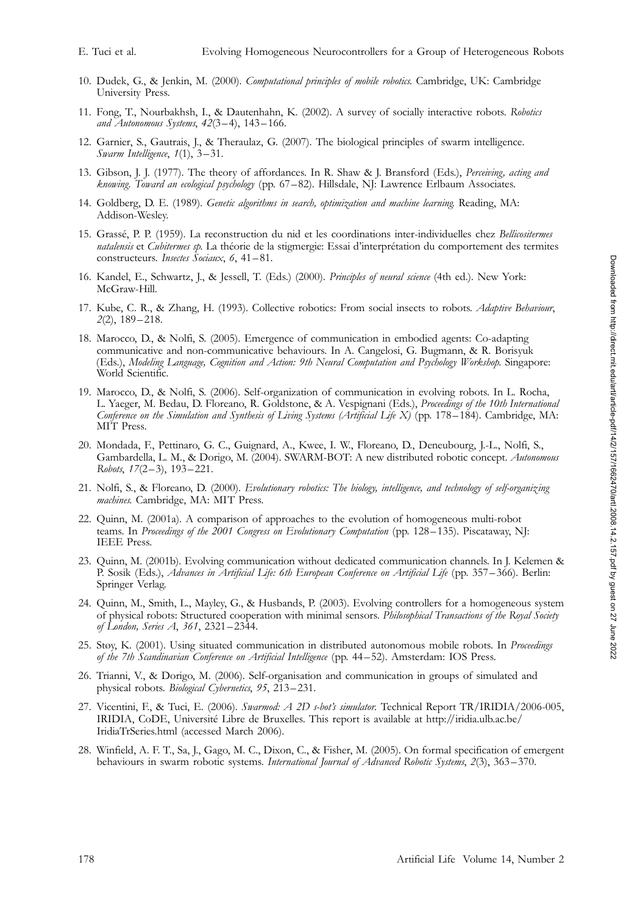10. Dudek, G., & Jenkin, M. (2000). *Computational principles of mobile robotics.* Cambridge, UK: Cambridge University Press.

11. Fong, T., Nourbakhsh, I., & Dautenhahn, K. (2002). A survey of socially interactive robots. *Robotics and Autonomous Systems*, *42*(3–4), 143–166.

12. Garnier, S., Gautrais, J., & Theraulaz, G. (2007). The biological principles of swarm intelligence. *Swarm Intelligence*, *1*(1), 3–31.

13. Gibson, J. J. (1977). The theory of affordances. In R. Shaw & J. Bransford (Eds.), *Perceiving, acting and knowing. Toward an ecological psychology* (pp. 67–82). Hillsdale, NJ: Lawrence Erlbaum Associates.

14. Goldberg, D. E. (1989). *Genetic algorithms in search, optimization and machine learning.* Reading, MA: Addison-Wesley.

15. Grassé, P. P. (1959). La reconstruction du nid et les coordinations inter-individuelles chez *Bellicositermes natalensis* et *Cubitermes sp.* La théorie de la stigmergie: Essai d'interprétation du comportement des termites constructeurs. *Insectes Sociaux*, *6*, 41–81.

16. Kandel, E., Schwartz, J., & Jessell, T. (Eds.) (2000). *Principles of neural science* (4th ed.). New York: McGraw-Hill.

17. Kube, C. R., & Zhang, H. (1993). Collective robotics: From social insects to robots. *Adaptive Behaviour*, *2*(2), 189–218.

18. Marocco, D., & Nolfi, S. (2005). Emergence of communication in embodied agents: Co-adapting communicative and non-communicative behaviours. In A. Cangelosi, G. Bugmann, & R. Borisyuk (Eds.), *Modeling Language, Cognition and Action: 9th Neural Computation and Psychology Workshop.* Singapore: World Scientific.

19. Marocco, D., & Nolfi, S. (2006). Self-organization of communication in evolving robots. In L. Rocha, L. Yaeger, M. Bedau, D. Floreano, R. Goldstone, & A. Vespignani (Eds.), *Proceedings of the 10th International Conference on the Simulation and Synthesis of Living Systems (Artificial Life X)* (pp. 178–184). Cambridge, MA: MIT Press.

20. Mondada, F., Pettinaro, G. C., Guignard, A., Kwee, I. W., Floreano, D., Deneubourg, J.-L., Nolfi, S., Gambardella, L. M., & Dorigo, M. (2004). SWARM-BOT: A new distributed robotic concept. *Autonomous Robots*, *17*(2–3), 193–221.

21. Nolfi, S., & Floreano, D. (2000). *Evolutionary robotics: The biology, intelligence, and technology of self-organizing machines.* Cambridge, MA: MIT Press.

22. Quinn, M. (2001a). A comparison of approaches to the evolution of homogeneous multi-robot teams. In *Proceedings of the 2001 Congress on Evolutionary Computation* (pp. 128–135). Piscataway, NJ: IEEE Press.

23. Quinn, M. (2001b). Evolving communication without dedicated communication channels. In J. Kelemen & P. Sosik (Eds.), *Advances in Artificial Life: 6th European Conference on Artificial Life* (pp. 357–366). Berlin: Springer Verlag.

24. Quinn, M., Smith, L., Mayley, G., & Husbands, P. (2003). Evolving controllers for a homogeneous system of physical robots: Structured cooperation with minimal sensors. *Philosophical Transactions of the Royal Society of London, Series A*, *361*, 2321–2344.

25. Støy, K. (2001). Using situated communication in distributed autonomous mobile robots. In *Proceedings of the 7th Scandinavian Conference on Artificial Intelligence* (pp. 44–52). Amsterdam: IOS Press.

26. Trianni, V., & Dorigo, M. (2006). Self-organisation and communication in groups of simulated and physical robots. *Biological Cybernetics*, *95*, 213–231.

27. Vicentini, F., & Tuci, E. (2006). *Swarmod: A 2D s-bot's simulator.* Technical Report TR/IRIDIA/2006-005, IRIDIA, CoDE, Université Libre de Bruxelles. This report is available at http://iridia.ulb.ac.be/IridiaTrSeries.html (accessed March 2006).

28. Winfield, A. F. T., Sa, J., Gago, M. C., Dixon, C., & Fisher, M. (2005). On formal specification of emergent behaviours in swarm robotic systems. *International Journal of Advanced Robotic Systems*, *2*(3), 363–370.